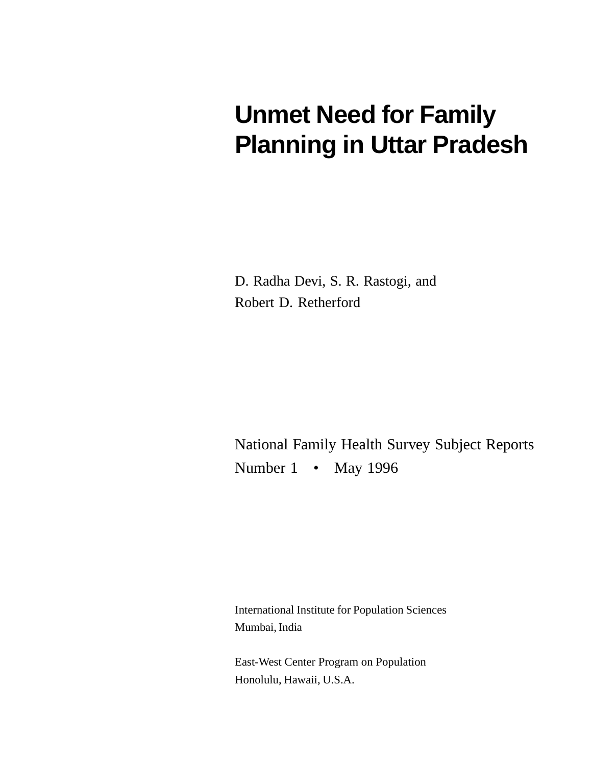# Unmet Need for Family Planning in Uttar Pradesh

D. Radha Devi, S. R. Rastogi, and
Robert D. Retherford

National Family Health Survey Subject Reports
Number 1 • May 1996

International Institute for Population Sciences
Mumbai, India

East-West Center Program on Population
Honolulu, Hawaii, U.S.A.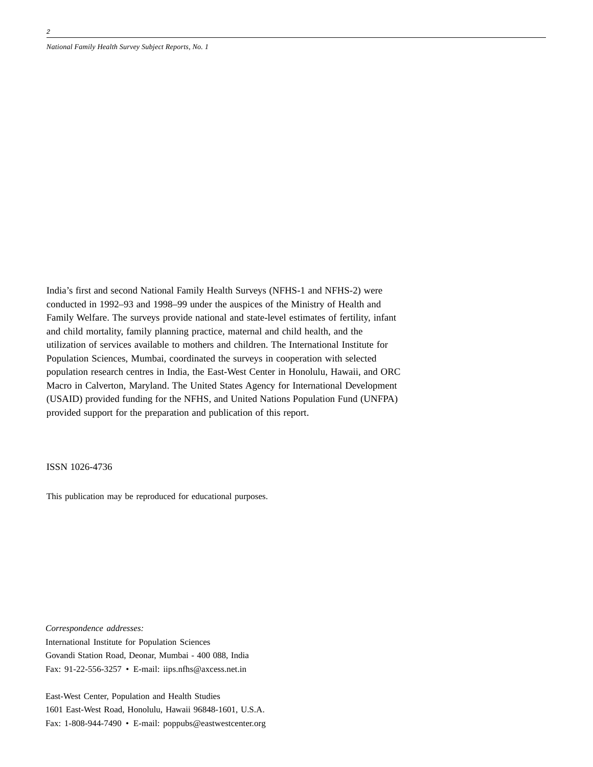India's first and second National Family Health Surveys (NFHS-1 and NFHS-2) were conducted in 1992–93 and 1998–99 under the auspices of the Ministry of Health and Family Welfare. The surveys provide national and state-level estimates of fertility, infant and child mortality, family planning practice, maternal and child health, and the utilization of services available to mothers and children. The International Institute for Population Sciences, Mumbai, coordinated the surveys in cooperation with selected population research centres in India, the East-West Center in Honolulu, Hawaii, and ORC Macro in Calverton, Maryland. The United States Agency for International Development (USAID) provided funding for the NFHS, and United Nations Population Fund (UNFPA) provided support for the preparation and publication of this report.

ISSN 1026-4736

This publication may be reproduced for educational purposes.

*Correspondence addresses:*
International Institute for Population Sciences
Govandi Station Road, Deonar, Mumbai - 400 088, India
Fax: 91-22-556-3257 • E-mail: iips.nfhs@axcess.net.in

East-West Center, Population and Health Studies
1601 East-West Road, Honolulu, Hawaii 96848-1601, U.S.A.
Fax: 1-808-944-7490 • E-mail: poppubs@eastwestcenter.org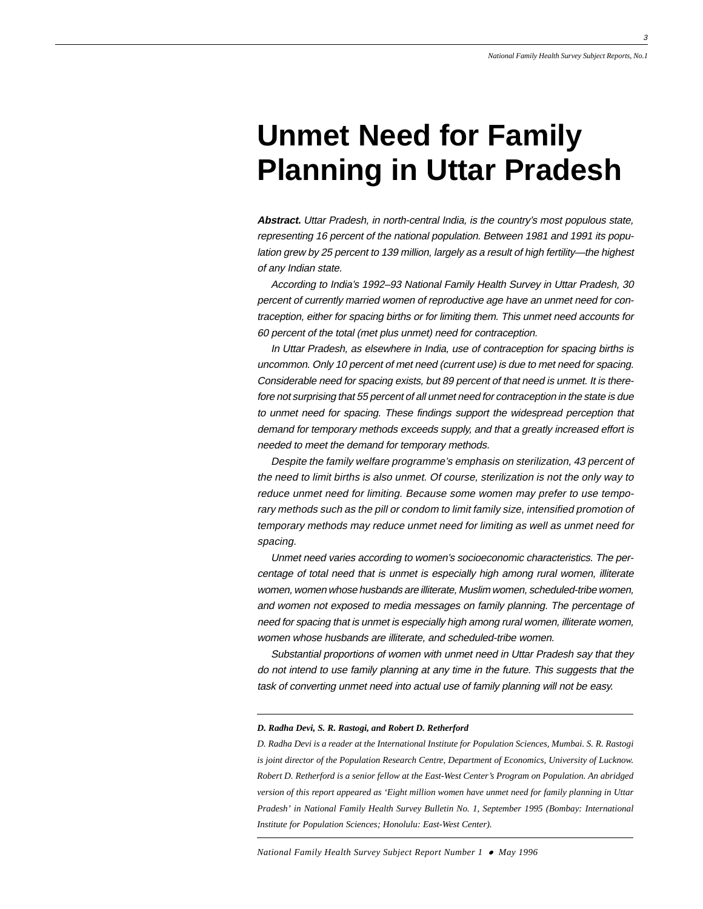# Unmet Need for Family Planning in Uttar Pradesh

***Abstract.*** *Uttar Pradesh, in north-central India, is the country's most populous state, representing 16 percent of the national population. Between 1981 and 1991 its population grew by 25 percent to 139 million, largely as a result of high fertility—the highest of any Indian state.*

*According to India's 1992–93 National Family Health Survey in Uttar Pradesh, 30 percent of currently married women of reproductive age have an unmet need for contraception, either for spacing births or for limiting them. This unmet need accounts for 60 percent of the total (met plus unmet) need for contraception.*

*In Uttar Pradesh, as elsewhere in India, use of contraception for spacing births is uncommon. Only 10 percent of met need (current use) is due to met need for spacing. Considerable need for spacing exists, but 89 percent of that need is unmet. It is therefore not surprising that 55 percent of all unmet need for contraception in the state is due to unmet need for spacing. These findings support the widespread perception that demand for temporary methods exceeds supply, and that a greatly increased effort is needed to meet the demand for temporary methods.*

*Despite the family welfare programme's emphasis on sterilization, 43 percent of the need to limit births is also unmet. Of course, sterilization is not the only way to reduce unmet need for limiting. Because some women may prefer to use temporary methods such as the pill or condom to limit family size, intensified promotion of temporary methods may reduce unmet need for limiting as well as unmet need for spacing.*

*Unmet need varies according to women's socioeconomic characteristics. The percentage of total need that is unmet is especially high among rural women, illiterate women, women whose husbands are illiterate, Muslim women, scheduled-tribe women, and women not exposed to media messages on family planning. The percentage of need for spacing that is unmet is especially high among rural women, illiterate women, women whose husbands are illiterate, and scheduled-tribe women.*

*Substantial proportions of women with unmet need in Uttar Pradesh say that they do not intend to use family planning at any time in the future. This suggests that the task of converting unmet need into actual use of family planning will not be easy.*

---

***D. Radha Devi, S. R. Rastogi, and Robert D. Retherford***

*D. Radha Devi is a reader at the International Institute for Population Sciences, Mumbai. S. R. Rastogi is joint director of the Population Research Centre, Department of Economics, University of Lucknow. Robert D. Retherford is a senior fellow at the East-West Center's Program on Population. An abridged version of this report appeared as 'Eight million women have unmet need for family planning in Uttar Pradesh' in National Family Health Survey Bulletin No. 1, September 1995 (Bombay: International Institute for Population Sciences; Honolulu: East-West Center).*

---

*National Family Health Survey Subject Report Number 1 • May 1996*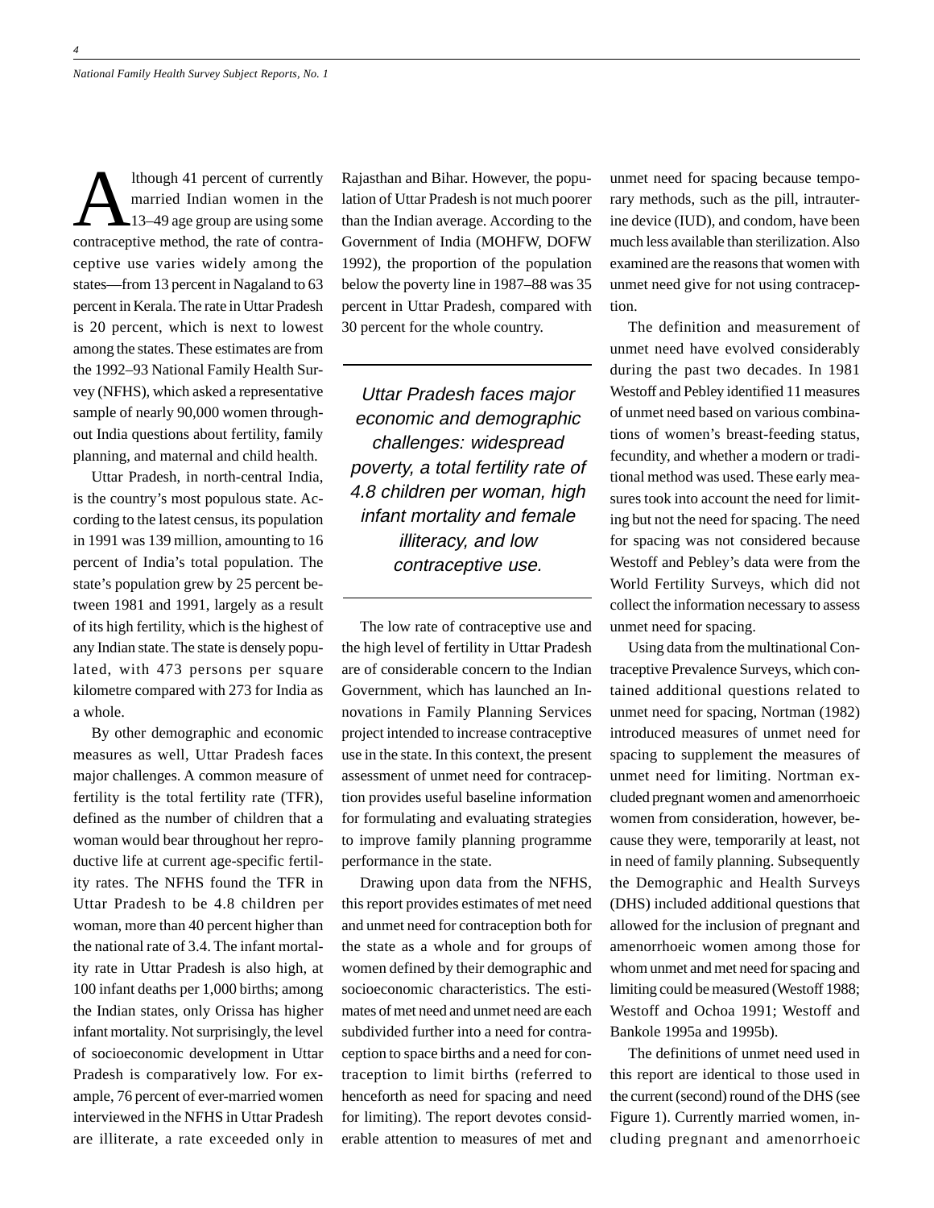Although 41 percent of currently married Indian women in the 13–49 age group are using some contraceptive method, the rate of contraceptive use varies widely among the states—from 13 percent in Nagaland to 63 percent in Kerala. The rate in Uttar Pradesh is 20 percent, which is next to lowest among the states. These estimates are from the 1992–93 National Family Health Survey (NFHS), which asked a representative sample of nearly 90,000 women throughout India questions about fertility, family planning, and maternal and child health.

Uttar Pradesh, in north-central India, is the country's most populous state. According to the latest census, its population in 1991 was 139 million, amounting to 16 percent of India's total population. The state's population grew by 25 percent between 1981 and 1991, largely as a result of its high fertility, which is the highest of any Indian state. The state is densely populated, with 473 persons per square kilometre compared with 273 for India as a whole.

By other demographic and economic measures as well, Uttar Pradesh faces major challenges. A common measure of fertility is the total fertility rate (TFR), defined as the number of children that a woman would bear throughout her reproductive life at current age-specific fertility rates. The NFHS found the TFR in Uttar Pradesh to be 4.8 children per woman, more than 40 percent higher than the national rate of 3.4. The infant mortality rate in Uttar Pradesh is also high, at 100 infant deaths per 1,000 births; among the Indian states, only Orissa has higher infant mortality. Not surprisingly, the level of socioeconomic development in Uttar Pradesh is comparatively low. For example, 76 percent of ever-married women interviewed in the NFHS in Uttar Pradesh are illiterate, a rate exceeded only in Rajasthan and Bihar. However, the population of Uttar Pradesh is not much poorer than the Indian average. According to the Government of India (MOHFW, DOFW 1992), the proportion of the population below the poverty line in 1987–88 was 35 percent in Uttar Pradesh, compared with 30 percent for the whole country.

*Uttar Pradesh faces major economic and demographic challenges: widespread poverty, a total fertility rate of 4.8 children per woman, high infant mortality and female illiteracy, and low contraceptive use.*

The low rate of contraceptive use and the high level of fertility in Uttar Pradesh are of considerable concern to the Indian Government, which has launched an Innovations in Family Planning Services project intended to increase contraceptive use in the state. In this context, the present assessment of unmet need for contraception provides useful baseline information for formulating and evaluating strategies to improve family planning programme performance in the state.

Drawing upon data from the NFHS, this report provides estimates of met need and unmet need for contraception both for the state as a whole and for groups of women defined by their demographic and socioeconomic characteristics. The estimates of met need and unmet need are each subdivided further into a need for contraception to space births and a need for contraception to limit births (referred to henceforth as need for spacing and need for limiting). The report devotes considerable attention to measures of met and unmet need for spacing because temporary methods, such as the pill, intrauterine device (IUD), and condom, have been much less available than sterilization. Also examined are the reasons that women with unmet need give for not using contraception.

The definition and measurement of unmet need have evolved considerably during the past two decades. In 1981 Westoff and Pebley identified 11 measures of unmet need based on various combinations of women's breast-feeding status, fecundity, and whether a modern or traditional method was used. These early measures took into account the need for limiting but not the need for spacing. The need for spacing was not considered because Westoff and Pebley's data were from the World Fertility Surveys, which did not collect the information necessary to assess unmet need for spacing.

Using data from the multinational Contraceptive Prevalence Surveys, which contained additional questions related to unmet need for spacing, Nortman (1982) introduced measures of unmet need for spacing to supplement the measures of unmet need for limiting. Nortman excluded pregnant women and amenorrhoeic women from consideration, however, because they were, temporarily at least, not in need of family planning. Subsequently the Demographic and Health Surveys (DHS) included additional questions that allowed for the inclusion of pregnant and amenorrhoeic women among those for whom unmet and met need for spacing and limiting could be measured (Westoff 1988; Westoff and Ochoa 1991; Westoff and Bankole 1995a and 1995b).

The definitions of unmet need used in this report are identical to those used in the current (second) round of the DHS (see Figure 1). Currently married women, including pregnant and amenorrhoeic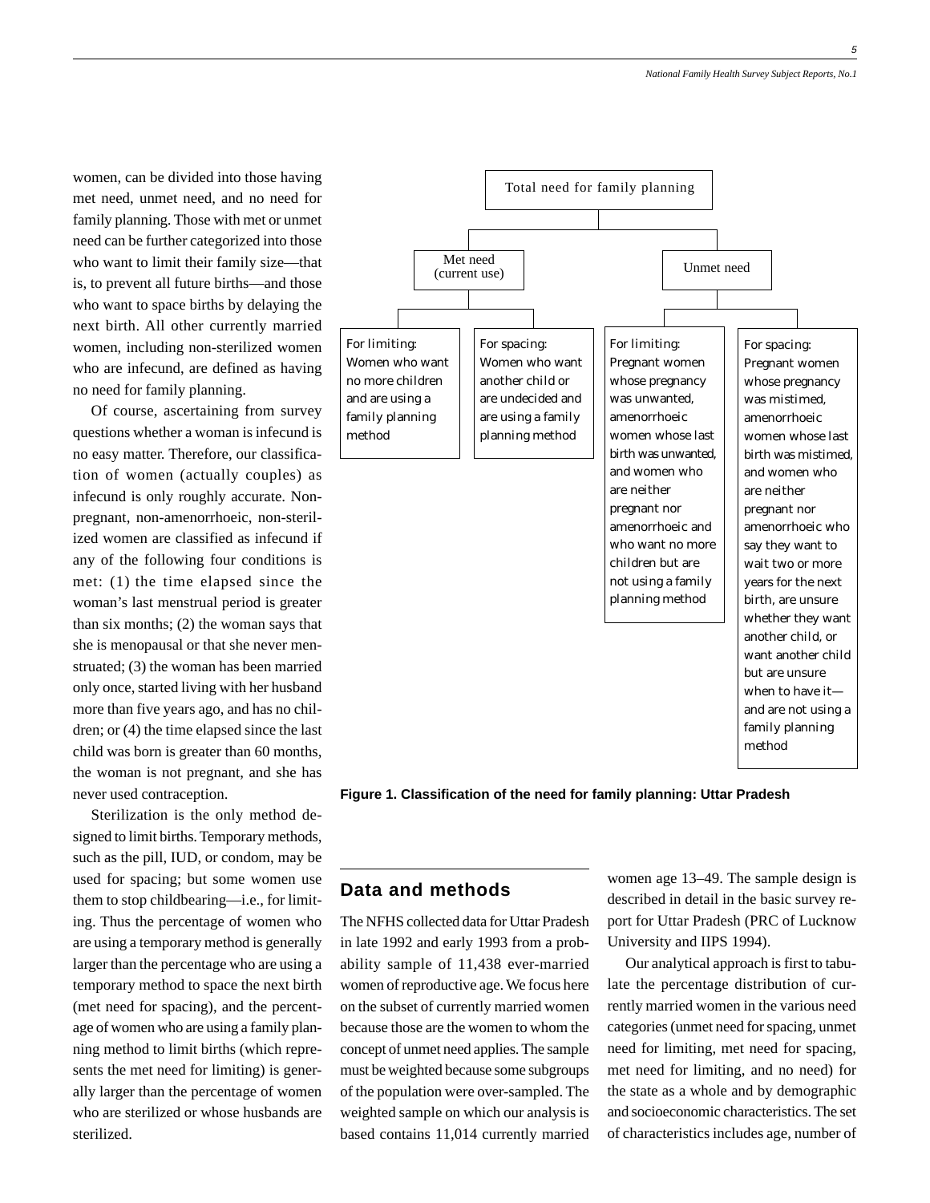women, can be divided into those having met need, unmet need, and no need for family planning. Those with met or unmet need can be further categorized into those who want to limit their family size—that is, to prevent all future births—and those who want to space births by delaying the next birth. All other currently married women, including non-sterilized women who are infecund, are defined as having no need for family planning.

Of course, ascertaining from survey questions whether a woman is infecund is no easy matter. Therefore, our classification of women (actually couples) as infecund is only roughly accurate. Non-pregnant, non-amenorrhoeic, non-sterilized women are classified as infecund if any of the following four conditions is met: (1) the time elapsed since the woman's last menstrual period is greater than six months; (2) the woman says that she is menopausal or that she never menstruated; (3) the woman has been married only once, started living with her husband more than five years ago, and has no children; or (4) the time elapsed since the last child was born is greater than 60 months, the woman is not pregnant, and she has never used contraception.

Sterilization is the only method designed to limit births. Temporary methods, such as the pill, IUD, or condom, may be used for spacing; but some women use them to stop childbearing—i.e., for limiting. Thus the percentage of women who are using a temporary method is generally larger than the percentage who are using a temporary method to space the next birth (met need for spacing), and the percentage of women who are using a family planning method to limit births (which represents the met need for limiting) is generally larger than the percentage of women who are sterilized or whose husbands are sterilized.

Total need for family planning

Met need (current use)

Unmet need

For limiting: Women who want no more children and are using a family planning method

For spacing: Women who want another child or are undecided and are using a family planning method

For limiting: Pregnant women whose pregnancy was unwanted, amenorrhoeic women whose last birth was unwanted, and women who are neither pregnant nor amenorrhoeic and who want no more children but are not using a family planning method

For spacing: Pregnant women whose pregnancy was mistimed, amenorrhoeic women whose last birth was mistimed, and women who are neither pregnant nor amenorrhoeic who say they want to wait two or more years for the next birth, are unsure whether they want another child, or want another child but are unsure when to have it—and are not using a family planning method

**Figure 1. Classification of the need for family planning: Uttar Pradesh**

## Data and methods

The NFHS collected data for Uttar Pradesh in late 1992 and early 1993 from a probability sample of 11,438 ever-married women of reproductive age. We focus here on the subset of currently married women because those are the women to whom the concept of unmet need applies. The sample must be weighted because some subgroups of the population were over-sampled. The weighted sample on which our analysis is based contains 11,014 currently married women age 13–49. The sample design is described in detail in the basic survey report for Uttar Pradesh (PRC of Lucknow University and IIPS 1994).

Our analytical approach is first to tabulate the percentage distribution of currently married women in the various need categories (unmet need for spacing, unmet need for limiting, met need for spacing, met need for limiting, and no need) for the state as a whole and by demographic and socioeconomic characteristics. The set of characteristics includes age, number of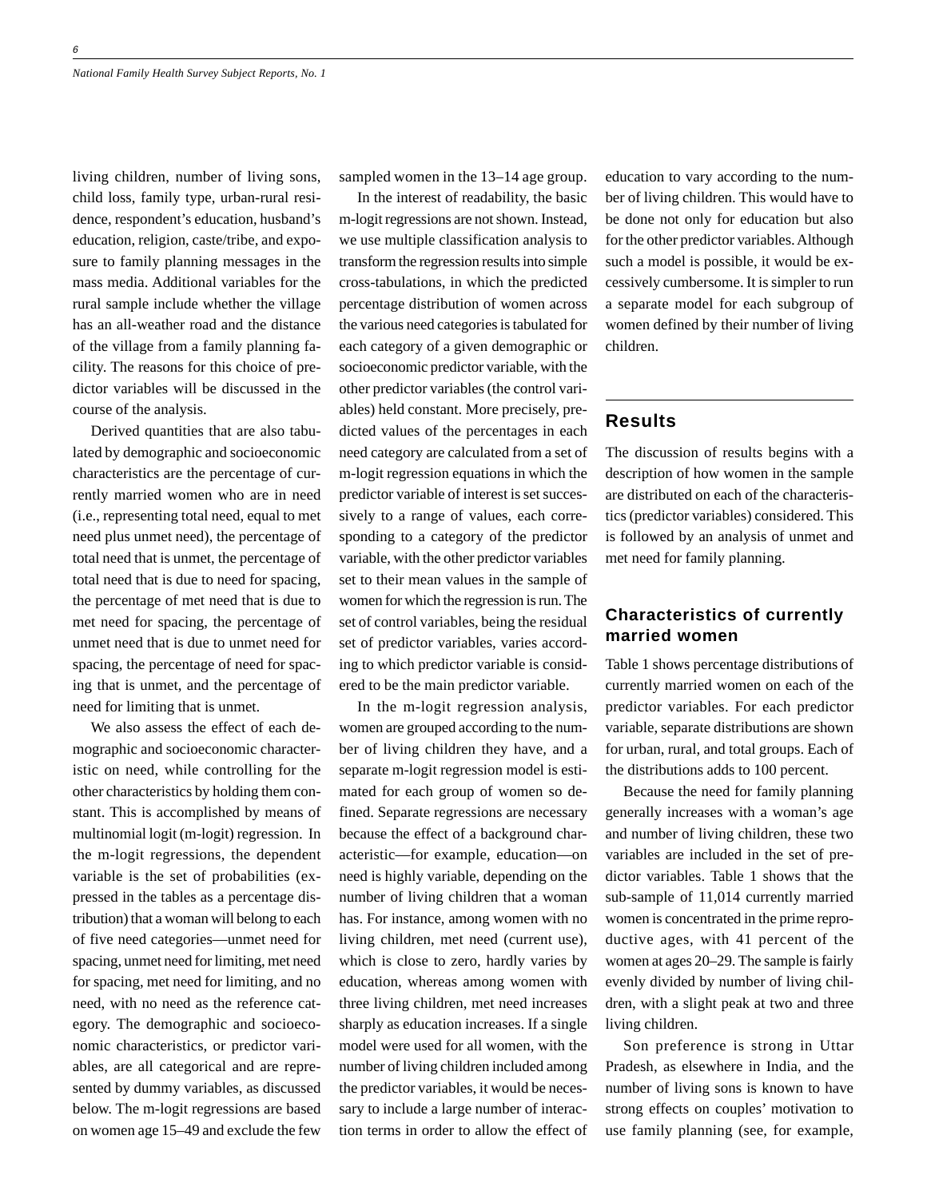living children, number of living sons, child loss, family type, urban-rural residence, respondent's education, husband's education, religion, caste/tribe, and exposure to family planning messages in the mass media. Additional variables for the rural sample include whether the village has an all-weather road and the distance of the village from a family planning facility. The reasons for this choice of predictor variables will be discussed in the course of the analysis.

Derived quantities that are also tabulated by demographic and socioeconomic characteristics are the percentage of currently married women who are in need (i.e., representing total need, equal to met need plus unmet need), the percentage of total need that is unmet, the percentage of total need that is due to need for spacing, the percentage of met need that is due to met need for spacing, the percentage of unmet need that is due to unmet need for spacing, the percentage of need for spacing that is unmet, and the percentage of need for limiting that is unmet.

We also assess the effect of each demographic and socioeconomic characteristic on need, while controlling for the other characteristics by holding them constant. This is accomplished by means of multinomial logit (m-logit) regression. In the m-logit regressions, the dependent variable is the set of probabilities (expressed in the tables as a percentage distribution) that a woman will belong to each of five need categories—unmet need for spacing, unmet need for limiting, met need for spacing, met need for limiting, and no need, with no need as the reference category. The demographic and socioeconomic characteristics, or predictor variables, are all categorical and are represented by dummy variables, as discussed below. The m-logit regressions are based on women age 15–49 and exclude the few sampled women in the 13–14 age group.

In the interest of readability, the basic m-logit regressions are not shown. Instead, we use multiple classification analysis to transform the regression results into simple cross-tabulations, in which the predicted percentage distribution of women across the various need categories is tabulated for each category of a given demographic or socioeconomic predictor variable, with the other predictor variables (the control variables) held constant. More precisely, predicted values of the percentages in each need category are calculated from a set of m-logit regression equations in which the predictor variable of interest is set successively to a range of values, each corresponding to a category of the predictor variable, with the other predictor variables set to their mean values in the sample of women for which the regression is run. The set of control variables, being the residual set of predictor variables, varies according to which predictor variable is considered to be the main predictor variable.

In the m-logit regression analysis, women are grouped according to the number of living children they have, and a separate m-logit regression model is estimated for each group of women so defined. Separate regressions are necessary because the effect of a background characteristic—for example, education—on need is highly variable, depending on the number of living children that a woman has. For instance, among women with no living children, met need (current use), which is close to zero, hardly varies by education, whereas among women with three living children, met need increases sharply as education increases. If a single model were used for all women, with the number of living children included among the predictor variables, it would be necessary to include a large number of interaction terms in order to allow the effect of education to vary according to the number of living children. This would have to be done not only for education but also for the other predictor variables. Although such a model is possible, it would be excessively cumbersome. It is simpler to run a separate model for each subgroup of women defined by their number of living children.

## Results

The discussion of results begins with a description of how women in the sample are distributed on each of the characteristics (predictor variables) considered. This is followed by an analysis of unmet and met need for family planning.

### Characteristics of currently married women

Table 1 shows percentage distributions of currently married women on each of the predictor variables. For each predictor variable, separate distributions are shown for urban, rural, and total groups. Each of the distributions adds to 100 percent.

Because the need for family planning generally increases with a woman's age and number of living children, these two variables are included in the set of predictor variables. Table 1 shows that the sub-sample of 11,014 currently married women is concentrated in the prime reproductive ages, with 41 percent of the women at ages 20–29. The sample is fairly evenly divided by number of living children, with a slight peak at two and three living children.

Son preference is strong in Uttar Pradesh, as elsewhere in India, and the number of living sons is known to have strong effects on couples' motivation to use family planning (see, for example,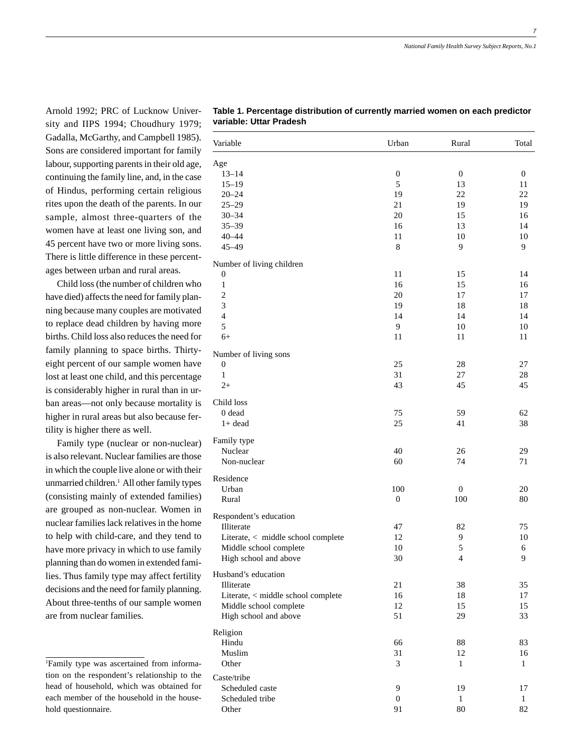Arnold 1992; PRC of Lucknow University and IIPS 1994; Choudhury 1979; Gadalla, McGarthy, and Campbell 1985). Sons are considered important for family labour, supporting parents in their old age, continuing the family line, and, in the case of Hindus, performing certain religious rites upon the death of the parents. In our sample, almost three-quarters of the women have at least one living son, and 45 percent have two or more living sons. There is little difference in these percentages between urban and rural areas.

Child loss (the number of children who have died) affects the need for family planning because many couples are motivated to replace dead children by having more births. Child loss also reduces the need for family planning to space births. Thirty-eight percent of our sample women have lost at least one child, and this percentage is considerably higher in rural than in urban areas—not only because mortality is higher in rural areas but also because fertility is higher there as well.

Family type (nuclear or non-nuclear) is also relevant. Nuclear families are those in which the couple live alone or with their unmarried children.[1] All other family types (consisting mainly of extended families) are grouped as non-nuclear. Women in nuclear families lack relatives in the home to help with child-care, and they tend to have more privacy in which to use family planning than do women in extended families. Thus family type may affect fertility decisions and the need for family planning. About three-tenths of our sample women are from nuclear families.

[1]Family type was ascertained from information on the respondent's relationship to the head of household, which was obtained for each member of the household in the household questionnaire.

**Table 1. Percentage distribution of currently married women on each predictor variable: Uttar Pradesh**

| Variable | Urban | Rural | Total |
|---|---|---|---|
| **Age** | | | |
| 13–14 | 0 | 0 | 0 |
| 15–19 | 5 | 13 | 11 |
| 20–24 | 19 | 22 | 22 |
| 25–29 | 21 | 19 | 19 |
| 30–34 | 20 | 15 | 16 |
| 35–39 | 16 | 13 | 14 |
| 40–44 | 11 | 10 | 10 |
| 45–49 | 8 | 9 | 9 |
| **Number of living children** | | | |
| 0 | 11 | 15 | 14 |
| 1 | 16 | 15 | 16 |
| 2 | 20 | 17 | 17 |
| 3 | 19 | 18 | 18 |
| 4 | 14 | 14 | 14 |
| 5 | 9 | 10 | 10 |
| 6+ | 11 | 11 | 11 |
| **Number of living sons** | | | |
| 0 | 25 | 28 | 27 |
| 1 | 31 | 27 | 28 |
| 2+ | 43 | 45 | 45 |
| **Child loss** | | | |
| 0 dead | 75 | 59 | 62 |
| 1+ dead | 25 | 41 | 38 |
| **Family type** | | | |
| Nuclear | 40 | 26 | 29 |
| Non-nuclear | 60 | 74 | 71 |
| **Residence** | | | |
| Urban | 100 | 0 | 20 |
| Rural | 0 | 100 | 80 |
| **Respondent's education** | | | |
| Illiterate | 47 | 82 | 75 |
| Literate, < middle school complete | 12 | 9 | 10 |
| Middle school complete | 10 | 5 | 6 |
| High school and above | 30 | 4 | 9 |
| **Husband's education** | | | |
| Illiterate | 21 | 38 | 35 |
| Literate, < middle school complete | 16 | 18 | 17 |
| Middle school complete | 12 | 15 | 15 |
| High school and above | 51 | 29 | 33 |
| **Religion** | | | |
| Hindu | 66 | 88 | 83 |
| Muslim | 31 | 12 | 16 |
| Other | 3 | 1 | 1 |
| **Caste/tribe** | | | |
| Scheduled caste | 9 | 19 | 17 |
| Scheduled tribe | 0 | 1 | 1 |
| Other | 91 | 80 | 82 |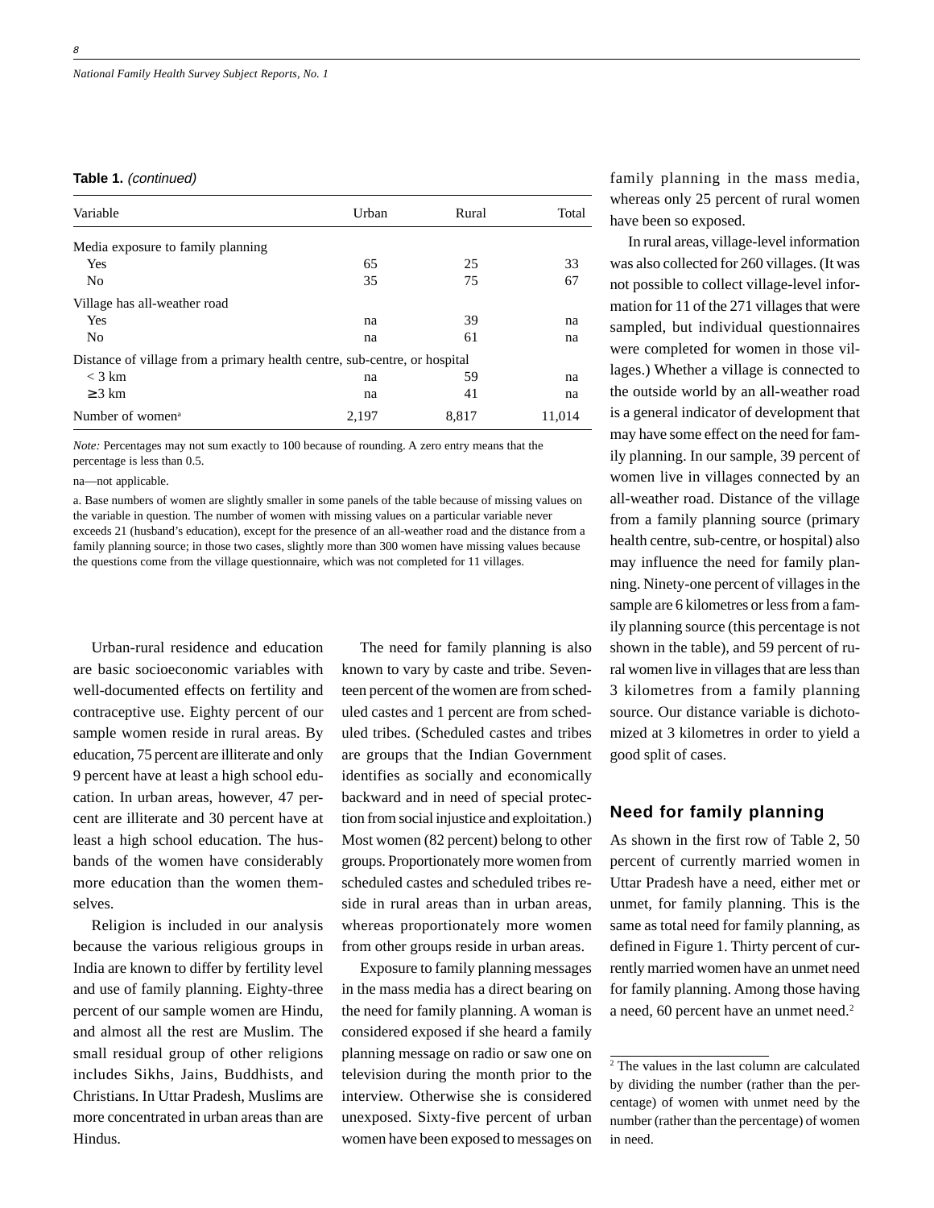**Table 1.** *(continued)*

| Variable | Urban | Rural | Total |
|---|---|---|---|
| Media exposure to family planning | | | |
| Yes | 65 | 25 | 33 |
| No | 35 | 75 | 67 |
| Village has all-weather road | | | |
| Yes | na | 39 | na |
| No | na | 61 | na |
| Distance of village from a primary health centre, sub-centre, or hospital | | | |
| < 3 km | na | 59 | na |
| ≥ 3 km | na | 41 | na |
| Number of women[a] | 2,197 | 8,817 | 11,014 |

*Note:* Percentages may not sum exactly to 100 because of rounding. A zero entry means that the percentage is less than 0.5.

na—not applicable.

a. Base numbers of women are slightly smaller in some panels of the table because of missing values on the variable in question. The number of women with missing values on a particular variable never exceeds 21 (husband's education), except for the presence of an all-weather road and the distance from a family planning source; in those two cases, slightly more than 300 women have missing values because the questions come from the village questionnaire, which was not completed for 11 villages.

Urban-rural residence and education are basic socioeconomic variables with well-documented effects on fertility and contraceptive use. Eighty percent of our sample women reside in rural areas. By education, 75 percent are illiterate and only 9 percent have at least a high school education. In urban areas, however, 47 percent are illiterate and 30 percent have at least a high school education. The husbands of the women have considerably more education than the women themselves.

Religion is included in our analysis because the various religious groups in India are known to differ by fertility level and use of family planning. Eighty-three percent of our sample women are Hindu, and almost all the rest are Muslim. The small residual group of other religions includes Sikhs, Jains, Buddhists, and Christians. In Uttar Pradesh, Muslims are more concentrated in urban areas than are Hindus.

The need for family planning is also known to vary by caste and tribe. Seventeen percent of the women are from scheduled castes and 1 percent are from scheduled tribes. (Scheduled castes and tribes are groups that the Indian Government identifies as socially and economically backward and in need of special protection from social injustice and exploitation.) Most women (82 percent) belong to other groups. Proportionately more women from scheduled castes and scheduled tribes reside in rural areas than in urban areas, whereas proportionately more women from other groups reside in urban areas.

Exposure to family planning messages in the mass media has a direct bearing on the need for family planning. A woman is considered exposed if she heard a family planning message on radio or saw one on television during the month prior to the interview. Otherwise she is considered unexposed. Sixty-five percent of urban women have been exposed to messages on family planning in the mass media, whereas only 25 percent of rural women have been so exposed.

In rural areas, village-level information was also collected for 260 villages. (It was not possible to collect village-level information for 11 of the 271 villages that were sampled, but individual questionnaires were completed for women in those villages.) Whether a village is connected to the outside world by an all-weather road is a general indicator of development that may have some effect on the need for family planning. In our sample, 39 percent of women live in villages connected by an all-weather road. Distance of the village from a family planning source (primary health centre, sub-centre, or hospital) also may influence the need for family planning. Ninety-one percent of villages in the sample are 6 kilometres or less from a family planning source (this percentage is not shown in the table), and 59 percent of rural women live in villages that are less than 3 kilometres from a family planning source. Our distance variable is dichotomized at 3 kilometres in order to yield a good split of cases.

## Need for family planning

As shown in the first row of Table 2, 50 percent of currently married women in Uttar Pradesh have a need, either met or unmet, for family planning. This is the same as total need for family planning, as defined in Figure 1. Thirty percent of currently married women have an unmet need for family planning. Among those having a need, 60 percent have an unmet need.[2]

[2] The values in the last column are calculated by dividing the number (rather than the percentage) of women with unmet need by the number (rather than the percentage) of women in need.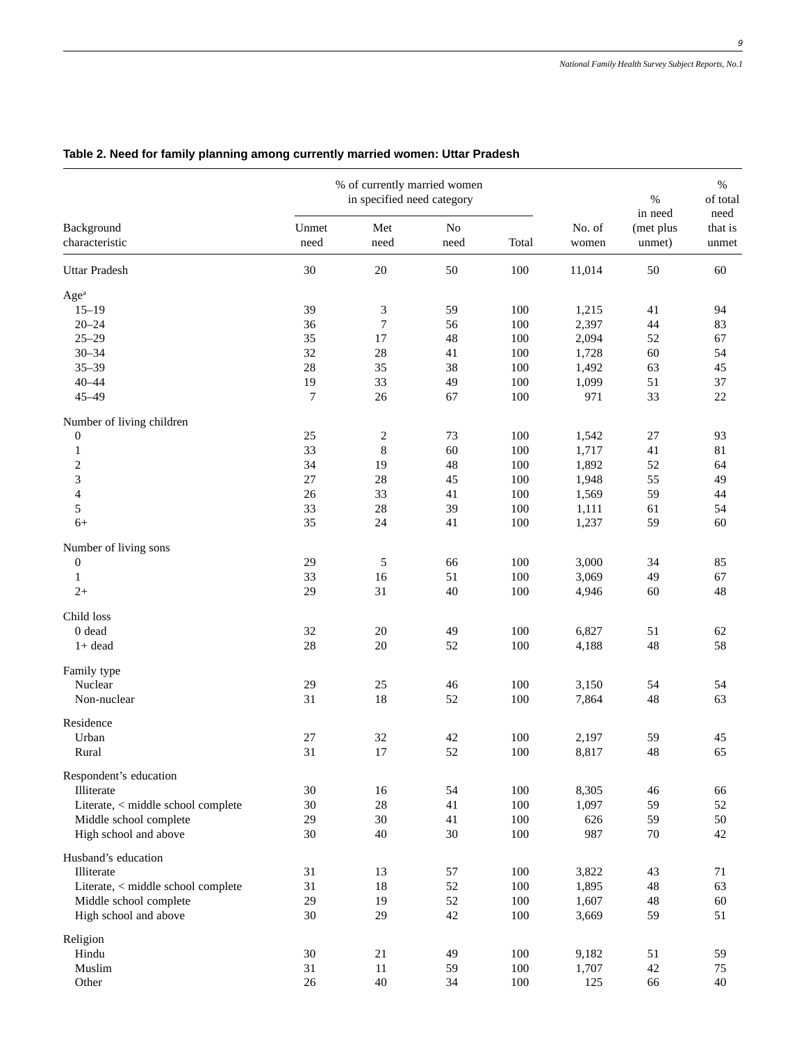**Table 2. Need for family planning among currently married women: Uttar Pradesh**

| Background characteristic | % of currently married women in specified need category | | | | No. of women | % in need (met plus unmet) | % of total need that is unmet |
|---|---|---|---|---|---|---|---|
| | Unmet need | Met need | No need | Total | | | |
| Uttar Pradesh | 30 | 20 | 50 | 100 | 11,014 | 50 | 60 |
| **Age**[a] | | | | | | | |
| 15–19 | 39 | 3 | 59 | 100 | 1,215 | 41 | 94 |
| 20–24 | 36 | 7 | 56 | 100 | 2,397 | 44 | 83 |
| 25–29 | 35 | 17 | 48 | 100 | 2,094 | 52 | 67 |
| 30–34 | 32 | 28 | 41 | 100 | 1,728 | 60 | 54 |
| 35–39 | 28 | 35 | 38 | 100 | 1,492 | 63 | 45 |
| 40–44 | 19 | 33 | 49 | 100 | 1,099 | 51 | 37 |
| 45–49 | 7 | 26 | 67 | 100 | 971 | 33 | 22 |
| **Number of living children** | | | | | | | |
| 0 | 25 | 2 | 73 | 100 | 1,542 | 27 | 93 |
| 1 | 33 | 8 | 60 | 100 | 1,717 | 41 | 81 |
| 2 | 34 | 19 | 48 | 100 | 1,892 | 52 | 64 |
| 3 | 27 | 28 | 45 | 100 | 1,948 | 55 | 49 |
| 4 | 26 | 33 | 41 | 100 | 1,569 | 59 | 44 |
| 5 | 33 | 28 | 39 | 100 | 1,111 | 61 | 54 |
| 6+ | 35 | 24 | 41 | 100 | 1,237 | 59 | 60 |
| **Number of living sons** | | | | | | | |
| 0 | 29 | 5 | 66 | 100 | 3,000 | 34 | 85 |
| 1 | 33 | 16 | 51 | 100 | 3,069 | 49 | 67 |
| 2+ | 29 | 31 | 40 | 100 | 4,946 | 60 | 48 |
| **Child loss** | | | | | | | |
| 0 dead | 32 | 20 | 49 | 100 | 6,827 | 51 | 62 |
| 1+ dead | 28 | 20 | 52 | 100 | 4,188 | 48 | 58 |
| **Family type** | | | | | | | |
| Nuclear | 29 | 25 | 46 | 100 | 3,150 | 54 | 54 |
| Non-nuclear | 31 | 18 | 52 | 100 | 7,864 | 48 | 63 |
| **Residence** | | | | | | | |
| Urban | 27 | 32 | 42 | 100 | 2,197 | 59 | 45 |
| Rural | 31 | 17 | 52 | 100 | 8,817 | 48 | 65 |
| **Respondent's education** | | | | | | | |
| Illiterate | 30 | 16 | 54 | 100 | 8,305 | 46 | 66 |
| Literate, < middle school complete | 30 | 28 | 41 | 100 | 1,097 | 59 | 52 |
| Middle school complete | 29 | 30 | 41 | 100 | 626 | 59 | 50 |
| High school and above | 30 | 40 | 30 | 100 | 987 | 70 | 42 |
| **Husband's education** | | | | | | | |
| Illiterate | 31 | 13 | 57 | 100 | 3,822 | 43 | 71 |
| Literate, < middle school complete | 31 | 18 | 52 | 100 | 1,895 | 48 | 63 |
| Middle school complete | 29 | 19 | 52 | 100 | 1,607 | 48 | 60 |
| High school and above | 30 | 29 | 42 | 100 | 3,669 | 59 | 51 |
| **Religion** | | | | | | | |
| Hindu | 30 | 21 | 49 | 100 | 9,182 | 51 | 59 |
| Muslim | 31 | 11 | 59 | 100 | 1,707 | 42 | 75 |
| Other | 26 | 40 | 34 | 100 | 125 | 66 | 40 |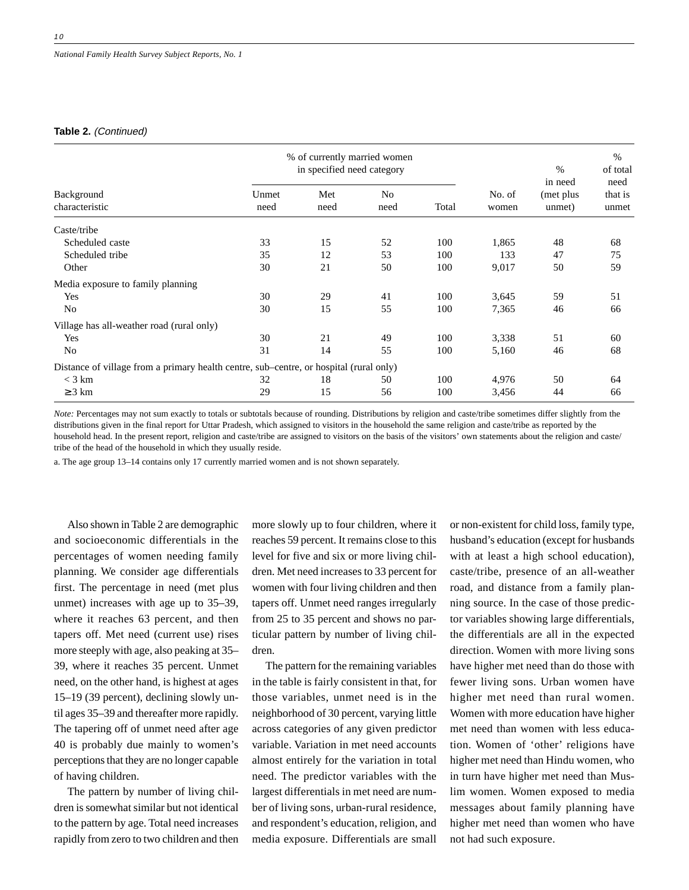**Table 2.** *(Continued)*

| Background characteristic | % of currently married women in specified need category: Unmet need | Met need | No need | Total | No. of women | % in need (met plus unmet) | % of total need that is unmet |
|---|---|---|---|---|---|---|---|
| Caste/tribe | | | | | | | |
| Scheduled caste | 33 | 15 | 52 | 100 | 1,865 | 48 | 68 |
| Scheduled tribe | 35 | 12 | 53 | 100 | 133 | 47 | 75 |
| Other | 30 | 21 | 50 | 100 | 9,017 | 50 | 59 |
| Media exposure to family planning | | | | | | | |
| Yes | 30 | 29 | 41 | 100 | 3,645 | 59 | 51 |
| No | 30 | 15 | 55 | 100 | 7,365 | 46 | 66 |
| Village has all-weather road (rural only) | | | | | | | |
| Yes | 30 | 21 | 49 | 100 | 3,338 | 51 | 60 |
| No | 31 | 14 | 55 | 100 | 5,160 | 46 | 68 |
| Distance of village from a primary health centre, sub–centre, or hospital (rural only) | | | | | | | |
| < 3 km | 32 | 18 | 50 | 100 | 4,976 | 50 | 64 |
| ≥ 3 km | 29 | 15 | 56 | 100 | 3,456 | 44 | 66 |

*Note:* Percentages may not sum exactly to totals or subtotals because of rounding. Distributions by religion and caste/tribe sometimes differ slightly from the distributions given in the final report for Uttar Pradesh, which assigned to visitors in the household the same religion and caste/tribe as reported by the household head. In the present report, religion and caste/tribe are assigned to visitors on the basis of the visitors' own statements about the religion and caste/tribe of the head of the household in which they usually reside.

a. The age group 13–14 contains only 17 currently married women and is not shown separately.

Also shown in Table 2 are demographic and socioeconomic differentials in the percentages of women needing family planning. We consider age differentials first. The percentage in need (met plus unmet) increases with age up to 35–39, where it reaches 63 percent, and then tapers off. Met need (current use) rises more steeply with age, also peaking at 35–39, where it reaches 35 percent. Unmet need, on the other hand, is highest at ages 15–19 (39 percent), declining slowly until ages 35–39 and thereafter more rapidly. The tapering off of unmet need after age 40 is probably due mainly to women's perceptions that they are no longer capable of having children.

The pattern by number of living children is somewhat similar but not identical to the pattern by age. Total need increases rapidly from zero to two children and then more slowly up to four children, where it reaches 59 percent. It remains close to this level for five and six or more living children. Met need increases to 33 percent for women with four living children and then tapers off. Unmet need ranges irregularly from 25 to 35 percent and shows no particular pattern by number of living children.

The pattern for the remaining variables in the table is fairly consistent in that, for those variables, unmet need is in the neighborhood of 30 percent, varying little across categories of any given predictor variable. Variation in met need accounts almost entirely for the variation in total need. The predictor variables with the largest differentials in met need are number of living sons, urban-rural residence, and respondent's education, religion, and media exposure. Differentials are small or non-existent for child loss, family type, husband's education (except for husbands with at least a high school education), caste/tribe, presence of an all-weather road, and distance from a family planning source. In the case of those predictor variables showing large differentials, the differentials are all in the expected direction. Women with more living sons have higher met need than do those with fewer living sons. Urban women have higher met need than rural women. Women with more education have higher met need than women with less education. Women of 'other' religions have higher met need than Hindu women, who in turn have higher met need than Muslim women. Women exposed to media messages about family planning have higher met need than women who have not had such exposure.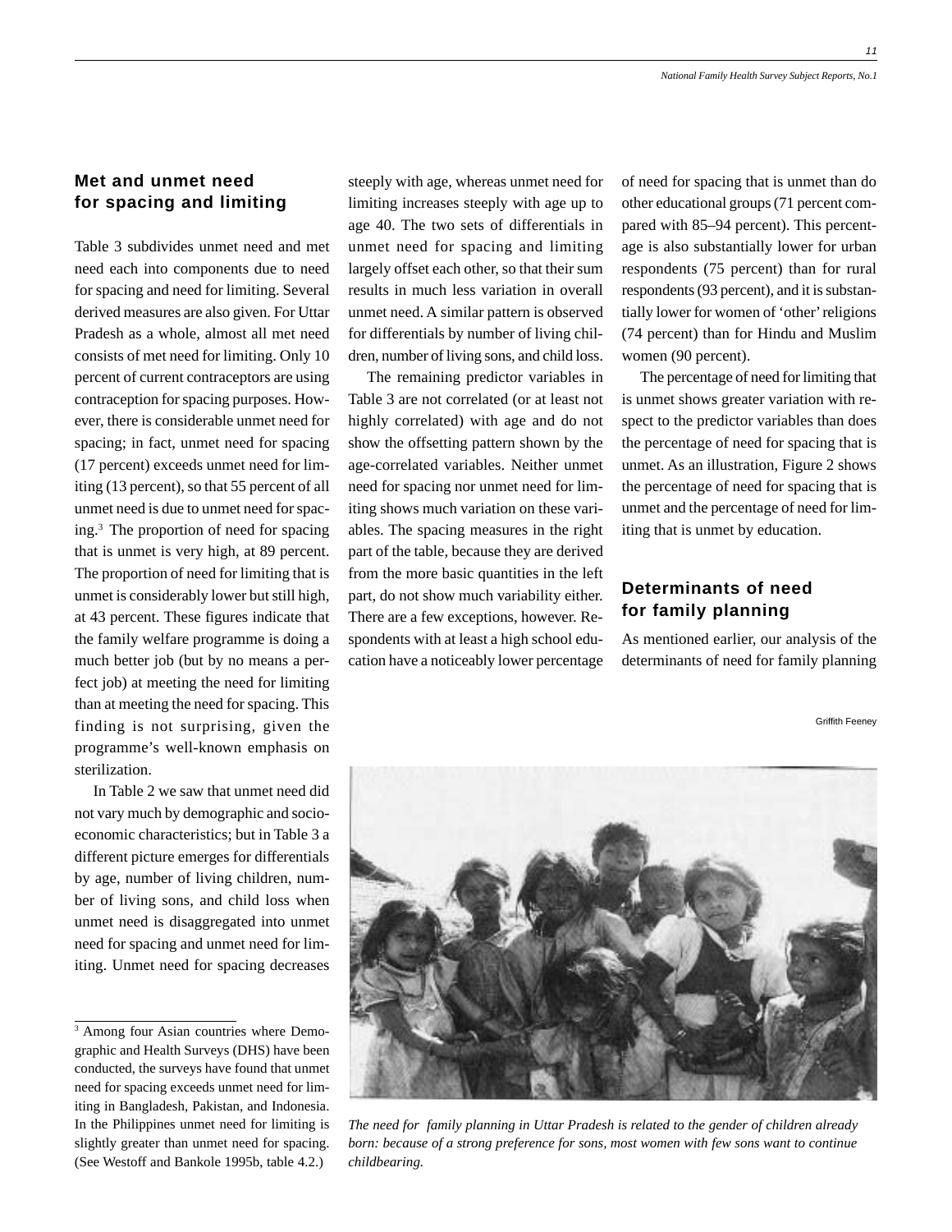## Met and unmet need for spacing and limiting

Table 3 subdivides unmet need and met need each into components due to need for spacing and need for limiting. Several derived measures are also given. For Uttar Pradesh as a whole, almost all met need consists of met need for limiting. Only 10 percent of current contraceptors are using contraception for spacing purposes. However, there is considerable unmet need for spacing; in fact, unmet need for spacing (17 percent) exceeds unmet need for limiting (13 percent), so that 55 percent of all unmet need is due to unmet need for spacing.[3] The proportion of need for spacing that is unmet is very high, at 89 percent. The proportion of need for limiting that is unmet is considerably lower but still high, at 43 percent. These figures indicate that the family welfare programme is doing a much better job (but by no means a perfect job) at meeting the need for limiting than at meeting the need for spacing. This finding is not surprising, given the programme's well-known emphasis on sterilization.

In Table 2 we saw that unmet need did not vary much by demographic and socioeconomic characteristics; but in Table 3 a different picture emerges for differentials by age, number of living children, number of living sons, and child loss when unmet need is disaggregated into unmet need for spacing and unmet need for limiting. Unmet need for spacing decreases steeply with age, whereas unmet need for limiting increases steeply with age up to age 40. The two sets of differentials in unmet need for spacing and limiting largely offset each other, so that their sum results in much less variation in overall unmet need. A similar pattern is observed for differentials by number of living children, number of living sons, and child loss.

The remaining predictor variables in Table 3 are not correlated (or at least not highly correlated) with age and do not show the offsetting pattern shown by the age-correlated variables. Neither unmet need for spacing nor unmet need for limiting shows much variation on these variables. The spacing measures in the right part of the table, because they are derived from the more basic quantities in the left part, do not show much variability either. There are a few exceptions, however. Respondents with at least a high school education have a noticeably lower percentage of need for spacing that is unmet than do other educational groups (71 percent compared with 85–94 percent). This percentage is also substantially lower for urban respondents (75 percent) than for rural respondents (93 percent), and it is substantially lower for women of 'other' religions (74 percent) than for Hindu and Muslim women (90 percent).

The percentage of need for limiting that is unmet shows greater variation with respect to the predictor variables than does the percentage of need for spacing that is unmet. As an illustration, Figure 2 shows the percentage of need for spacing that is unmet and the percentage of need for limiting that is unmet by education.

## Determinants of need for family planning

As mentioned earlier, our analysis of the determinants of need for family planning

Griffith Feeney

*The need for family planning in Uttar Pradesh is related to the gender of children already born: because of a strong preference for sons, most women with few sons want to continue childbearing.*

---

[3] Among four Asian countries where Demographic and Health Surveys (DHS) have been conducted, the surveys have found that unmet need for spacing exceeds unmet need for limiting in Bangladesh, Pakistan, and Indonesia. In the Philippines unmet need for limiting is slightly greater than unmet need for spacing. (See Westoff and Bankole 1995b, table 4.2.)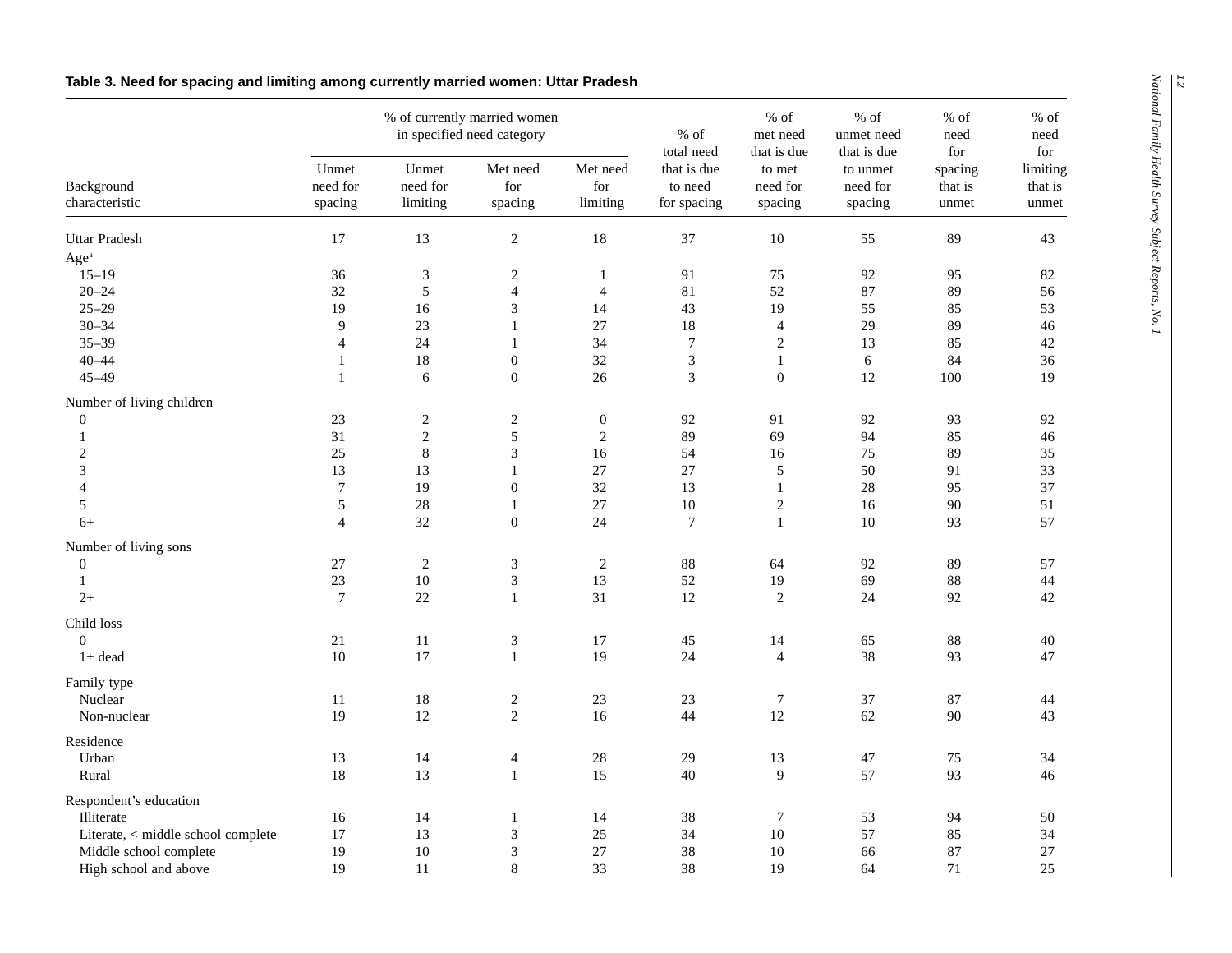**Table 3. Need for spacing and limiting among currently married women: Uttar Pradesh**

| Background characteristic | % of currently married women in specified need category: Unmet need for spacing | Unmet need for limiting | Met need for spacing | Met need for limiting | % of total need that is due to need for spacing | % of met need that is due to met need for spacing | % of unmet need that is due to unmet need for spacing | % of need for spacing that is unmet | % of need for limiting that is unmet |
|---|---|---|---|---|---|---|---|---|---|
| Uttar Pradesh | 17 | 13 | 2 | 18 | 37 | 10 | 55 | 89 | 43 |
| Age[a] | | | | | | | | | |
| 15–19 | 36 | 3 | 2 | 1 | 91 | 75 | 92 | 95 | 82 |
| 20–24 | 32 | 5 | 4 | 4 | 81 | 52 | 87 | 89 | 56 |
| 25–29 | 19 | 16 | 3 | 14 | 43 | 19 | 55 | 85 | 53 |
| 30–34 | 9 | 23 | 1 | 27 | 18 | 4 | 29 | 89 | 46 |
| 35–39 | 4 | 24 | 1 | 34 | 7 | 2 | 13 | 85 | 42 |
| 40–44 | 1 | 18 | 0 | 32 | 3 | 1 | 6 | 84 | 36 |
| 45–49 | 1 | 6 | 0 | 26 | 3 | 0 | 12 | 100 | 19 |
| Number of living children | | | | | | | | | |
| 0 | 23 | 2 | 2 | 0 | 92 | 91 | 92 | 93 | 92 |
| 1 | 31 | 2 | 5 | 2 | 89 | 69 | 94 | 85 | 46 |
| 2 | 25 | 8 | 3 | 16 | 54 | 16 | 75 | 89 | 35 |
| 3 | 13 | 13 | 1 | 27 | 27 | 5 | 50 | 91 | 33 |
| 4 | 7 | 19 | 0 | 32 | 13 | 1 | 28 | 95 | 37 |
| 5 | 5 | 28 | 1 | 27 | 10 | 2 | 16 | 90 | 51 |
| 6+ | 4 | 32 | 0 | 24 | 7 | 1 | 10 | 93 | 57 |
| Number of living sons | | | | | | | | | |
| 0 | 27 | 2 | 3 | 2 | 88 | 64 | 92 | 89 | 57 |
| 1 | 23 | 10 | 3 | 13 | 52 | 19 | 69 | 88 | 44 |
| 2+ | 7 | 22 | 1 | 31 | 12 | 2 | 24 | 92 | 42 |
| Child loss | | | | | | | | | |
| 0 | 21 | 11 | 3 | 17 | 45 | 14 | 65 | 88 | 40 |
| 1+ dead | 10 | 17 | 1 | 19 | 24 | 4 | 38 | 93 | 47 |
| Family type | | | | | | | | | |
| Nuclear | 11 | 18 | 2 | 23 | 23 | 7 | 37 | 87 | 44 |
| Non-nuclear | 19 | 12 | 2 | 16 | 44 | 12 | 62 | 90 | 43 |
| Residence | | | | | | | | | |
| Urban | 13 | 14 | 4 | 28 | 29 | 13 | 47 | 75 | 34 |
| Rural | 18 | 13 | 1 | 15 | 40 | 9 | 57 | 93 | 46 |
| Respondent's education | | | | | | | | | |
| Illiterate | 16 | 14 | 1 | 14 | 38 | 7 | 53 | 94 | 50 |
| Literate, < middle school complete | 17 | 13 | 3 | 25 | 34 | 10 | 57 | 85 | 34 |
| Middle school complete | 19 | 10 | 3 | 27 | 38 | 10 | 66 | 87 | 27 |
| High school and above | 19 | 11 | 8 | 33 | 38 | 19 | 64 | 71 | 25 |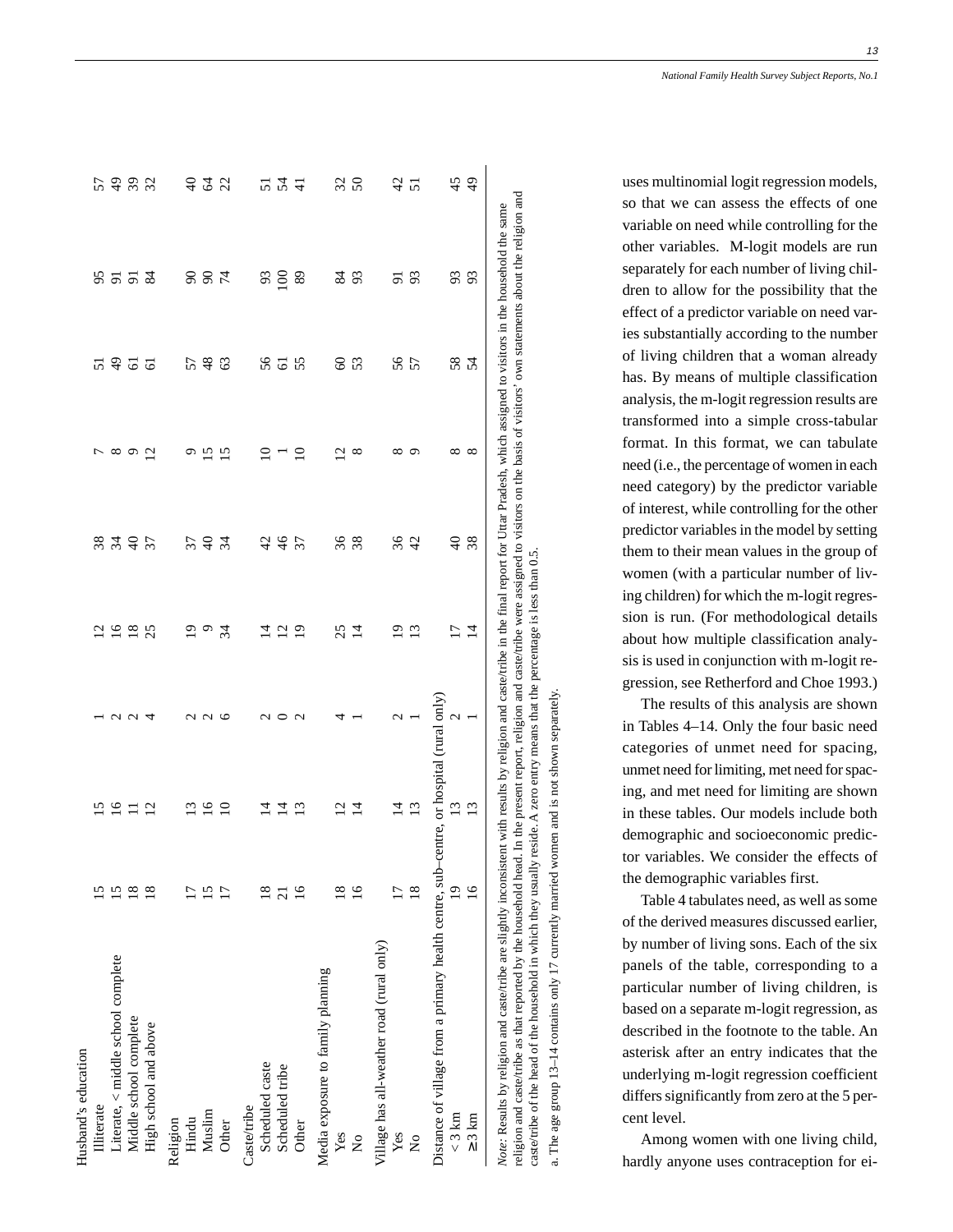| | | | | | | | | | |
|---|---|---|---|---|---|---|---|---|---|
| Husband's education | | | | | | | | | |
| Illiterate | 15 | 15 | 1 | 12 | 38 | 7 | 51 | 95 | 57 |
| Literate, < middle school complete | 15 | 16 | 2 | 16 | 34 | 8 | 49 | 91 | 49 |
| Middle school complete | 18 | 11 | 2 | 18 | 40 | 9 | 61 | 91 | 39 |
| High school and above | 18 | 12 | 4 | 25 | 37 | 12 | 61 | 84 | 32 |
| Religion | | | | | | | | | |
| Hindu | 17 | 13 | 2 | 19 | 37 | 9 | 57 | 90 | 40 |
| Muslim | 15 | 16 | 2 | 9 | 40 | 15 | 48 | 90 | 64 |
| Other | 17 | 10 | 6 | 34 | 34 | 15 | 63 | 74 | 22 |
| Caste/tribe | | | | | | | | | |
| Scheduled caste | 18 | 14 | 2 | 14 | 42 | 10 | 56 | 93 | 51 |
| Scheduled tribe | 21 | 14 | 0 | 12 | 46 | 1 | 61 | 100 | 54 |
| Other | 16 | 13 | 2 | 19 | 37 | 10 | 55 | 89 | 41 |
| Media exposure to family planning | | | | | | | | | |
| Yes | 18 | 12 | 4 | 25 | 36 | 12 | 60 | 84 | 32 |
| No | 16 | 14 | 1 | 14 | 38 | 8 | 53 | 93 | 50 |
| Village has all-weather road (rural only) | | | | | | | | | |
| Yes | 17 | 14 | 2 | 19 | 36 | 8 | 56 | 91 | 42 |
| No | 18 | 13 | 1 | 13 | 42 | 9 | 57 | 93 | 51 |
| Distance of village from a primary health centre, sub–centre, or hospital (rural only) | | | | | | | | | |
| < 3 km | 19 | 13 | 2 | 17 | 40 | 8 | 58 | 93 | 45 |
| ≥ 3 km | 16 | 13 | 1 | 14 | 38 | 8 | 54 | 93 | 49 |

*Note:* Results by religion and caste/tribe are slightly inconsistent with results by religion and caste/tribe in the final report for Uttar Pradesh, which assigned to visitors in the household the same religion and caste/tribe as that reported by the household head. In the present report, religion and caste/tribe were assigned to visitors on the basis of visitors' own statements about the religion and caste/tribe of the head of the household in which they usually reside. A zero entry means that the percentage is less than 0.5.

a. The age group 13–14 contains only 17 currently married women and is not shown separately.

uses multinomial logit regression models, so that we can assess the effects of one variable on need while controlling for the other variables. M-logit models are run separately for each number of living children to allow for the possibility that the effect of a predictor variable on need varies substantially according to the number of living children that a woman already has. By means of multiple classification analysis, the m-logit regression results are transformed into a simple cross-tabular format. In this format, we can tabulate need (i.e., the percentage of women in each need category) by the predictor variable of interest, while controlling for the other predictor variables in the model by setting them to their mean values in the group of women (with a particular number of living children) for which the m-logit regression is run. (For methodological details about how multiple classification analysis is used in conjunction with m-logit regression, see Retherford and Choe 1993.)

The results of this analysis are shown in Tables 4–14. Only the four basic need categories of unmet need for spacing, unmet need for limiting, met need for spacing, and met need for limiting are shown in these tables. Our models include both demographic and socioeconomic predictor variables. We consider the effects of the demographic variables first.

Table 4 tabulates need, as well as some of the derived measures discussed earlier, by number of living sons. Each of the six panels of the table, corresponding to a particular number of living children, is based on a separate m-logit regression, as described in the footnote to the table. An asterisk after an entry indicates that the underlying m-logit regression coefficient differs significantly from zero at the 5 percent level.

Among women with one living child, hardly anyone uses contraception for ei-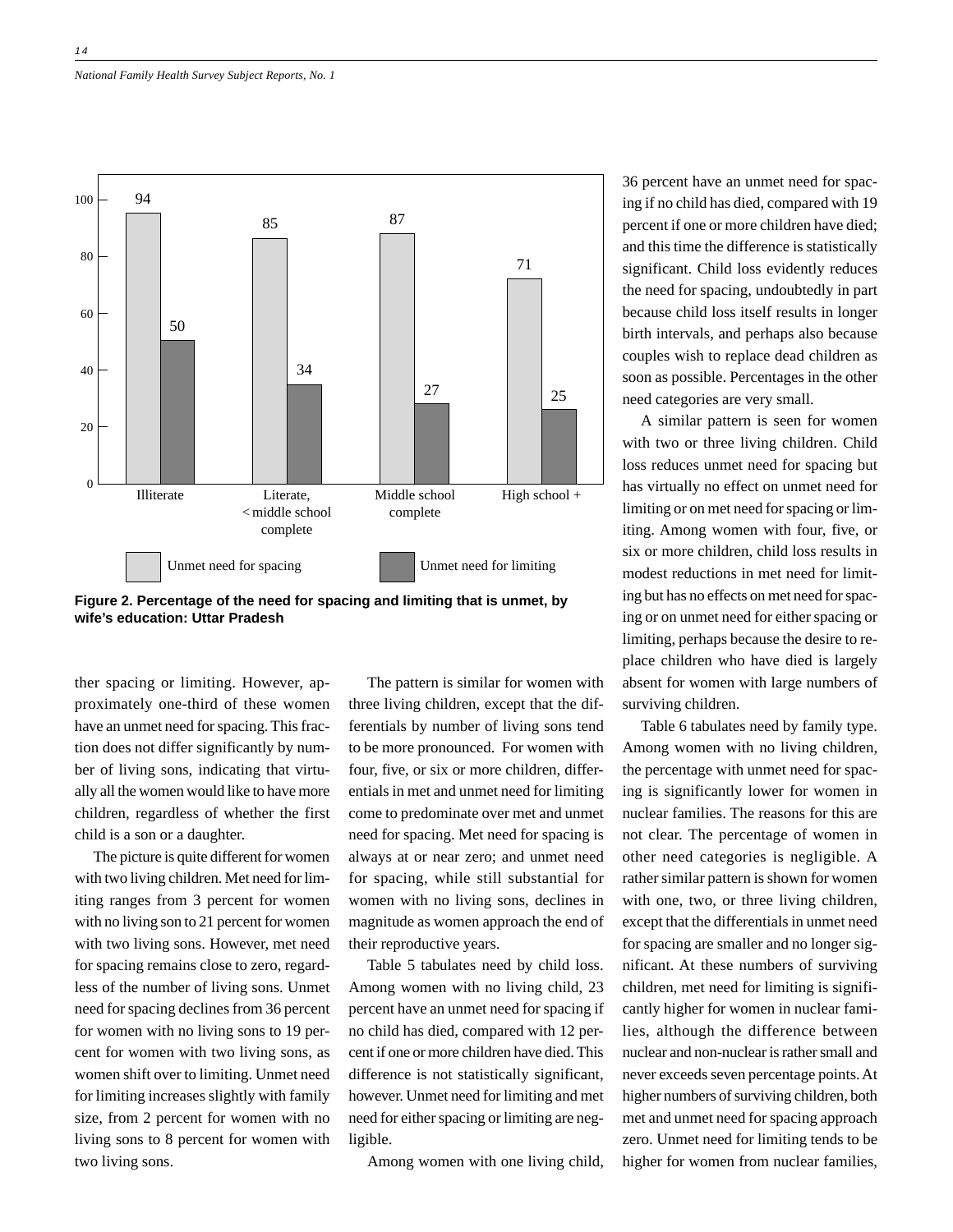Figure 2. Percentage of the need for spacing and limiting that is unmet, by wife's education: Uttar Pradesh

| Wife's education | Unmet need for spacing | Unmet need for limiting |
|---|---|---|
| Illiterate | 94 | 50 |
| Literate, < middle school complete | 85 | 34 |
| Middle school complete | 87 | 27 |
| High school + | 71 | 25 |

ther spacing or limiting. However, approximately one-third of these women have an unmet need for spacing. This fraction does not differ significantly by number of living sons, indicating that virtually all the women would like to have more children, regardless of whether the first child is a son or a daughter.

The picture is quite different for women with two living children. Met need for limiting ranges from 3 percent for women with no living son to 21 percent for women with two living sons. However, met need for spacing remains close to zero, regardless of the number of living sons. Unmet need for spacing declines from 36 percent for women with no living sons to 19 percent for women with two living sons, as women shift over to limiting. Unmet need for limiting increases slightly with family size, from 2 percent for women with no living sons to 8 percent for women with two living sons.

The pattern is similar for women with three living children, except that the differentials by number of living sons tend to be more pronounced. For women with four, five, or six or more children, differentials in met and unmet need for limiting come to predominate over met and unmet need for spacing. Met need for spacing is always at or near zero; and unmet need for spacing, while still substantial for women with no living sons, declines in magnitude as women approach the end of their reproductive years.

Table 5 tabulates need by child loss. Among women with no living child, 23 percent have an unmet need for spacing if no child has died, compared with 12 percent if one or more children have died. This difference is not statistically significant, however. Unmet need for limiting and met need for either spacing or limiting are negligible.

Among women with one living child, 36 percent have an unmet need for spacing if no child has died, compared with 19 percent if one or more children have died; and this time the difference is statistically significant. Child loss evidently reduces the need for spacing, undoubtedly in part because child loss itself results in longer birth intervals, and perhaps also because couples wish to replace dead children as soon as possible. Percentages in the other need categories are very small.

A similar pattern is seen for women with two or three living children. Child loss reduces unmet need for spacing but has virtually no effect on unmet need for limiting or on met need for spacing or limiting. Among women with four, five, or six or more children, child loss results in modest reductions in met need for limiting but has no effects on met need for spacing or on unmet need for either spacing or limiting, perhaps because the desire to replace children who have died is largely absent for women with large numbers of surviving children.

Table 6 tabulates need by family type. Among women with no living children, the percentage with unmet need for spacing is significantly lower for women in nuclear families. The reasons for this are not clear. The percentage of women in other need categories is negligible. A rather similar pattern is shown for women with one, two, or three living children, except that the differentials in unmet need for spacing are smaller and no longer significant. At these numbers of surviving children, met need for limiting is significantly higher for women in nuclear families, although the difference between nuclear and non-nuclear is rather small and never exceeds seven percentage points. At higher numbers of surviving children, both met and unmet need for spacing approach zero. Unmet need for limiting tends to be higher for women from nuclear families,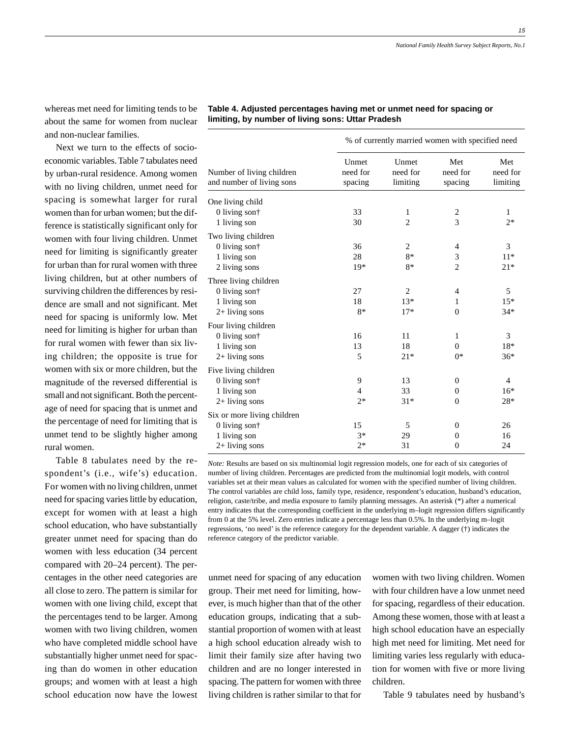whereas met need for limiting tends to be about the same for women from nuclear and non-nuclear families.

Next we turn to the effects of socioeconomic variables. Table 7 tabulates need by urban-rural residence. Among women with no living children, unmet need for spacing is somewhat larger for rural women than for urban women; but the difference is statistically significant only for women with four living children. Unmet need for limiting is significantly greater for urban than for rural women with three living children, but at other numbers of surviving children the differences by residence are small and not significant. Met need for spacing is uniformly low. Met need for limiting is higher for urban than for rural women with fewer than six living children; the opposite is true for women with six or more children, but the magnitude of the reversed differential is small and not significant. Both the percentage of need for spacing that is unmet and the percentage of need for limiting that is unmet tend to be slightly higher among rural women.

**Table 4. Adjusted percentages having met or unmet need for spacing or limiting, by number of living sons: Uttar Pradesh**

| Number of living children and number of living sons | % of currently married women with specified need | | | |
|---|---|---|---|---|
| | Unmet need for spacing | Unmet need for limiting | Met need for spacing | Met need for limiting |
| **One living child** | | | | |
| 0 living son† | 33 | 1 | 2 | 1 |
| 1 living son | 30 | 2 | 3 | 2* |
| **Two living children** | | | | |
| 0 living son† | 36 | 2 | 4 | 3 |
| 1 living son | 28 | 8* | 3 | 11* |
| 2 living sons | 19* | 8* | 2 | 21* |
| **Three living children** | | | | |
| 0 living son† | 27 | 2 | 4 | 5 |
| 1 living son | 18 | 13* | 1 | 15* |
| 2+ living sons | 8* | 17* | 0 | 34* |
| **Four living children** | | | | |
| 0 living son† | 16 | 11 | 1 | 3 |
| 1 living son | 13 | 18 | 0 | 18* |
| 2+ living sons | 5 | 21* | 0* | 36* |
| **Five living children** | | | | |
| 0 living son† | 9 | 13 | 0 | 4 |
| 1 living son | 4 | 33 | 0 | 16* |
| 2+ living sons | 2* | 31* | 0 | 28* |
| **Six or more living children** | | | | |
| 0 living son† | 15 | 5 | 0 | 26 |
| 1 living son | 3* | 29 | 0 | 16 |
| 2+ living sons | 2* | 31 | 0 | 24 |

*Note:* Results are based on six multinomial logit regression models, one for each of six categories of number of living children. Percentages are predicted from the multinomial logit models, with control variables set at their mean values as calculated for women with the specified number of living children. The control variables are child loss, family type, residence, respondent's education, husband's education, religion, caste/tribe, and media exposure to family planning messages. An asterisk (*) after a numerical entry indicates that the corresponding coefficient in the underlying m–logit regression differs significantly from 0 at the 5% level. Zero entries indicate a percentage less than 0.5%. In the underlying m–logit regressions, 'no need' is the reference category for the dependent variable. A dagger (†) indicates the reference category of the predictor variable.

Table 8 tabulates need by the respondent's (i.e., wife's) education. For women with no living children, unmet need for spacing varies little by education, except for women with at least a high school education, who have substantially greater unmet need for spacing than do women with less education (34 percent compared with 20–24 percent). The percentages in the other need categories are all close to zero. The pattern is similar for women with one living child, except that the percentages tend to be larger. Among women with two living children, women who have completed middle school have substantially higher unmet need for spacing than do women in other education groups; and women with at least a high school education now have the lowest unmet need for spacing of any education group. Their met need for limiting, however, is much higher than that of the other education groups, indicating that a substantial proportion of women with at least a high school education already wish to limit their family size after having two children and are no longer interested in spacing. The pattern for women with three living children is rather similar to that for women with two living children. Women with four children have a low unmet need for spacing, regardless of their education. Among these women, those with at least a high school education have an especially high met need for limiting. Met need for limiting varies less regularly with education for women with five or more living children.

Table 9 tabulates need by husband's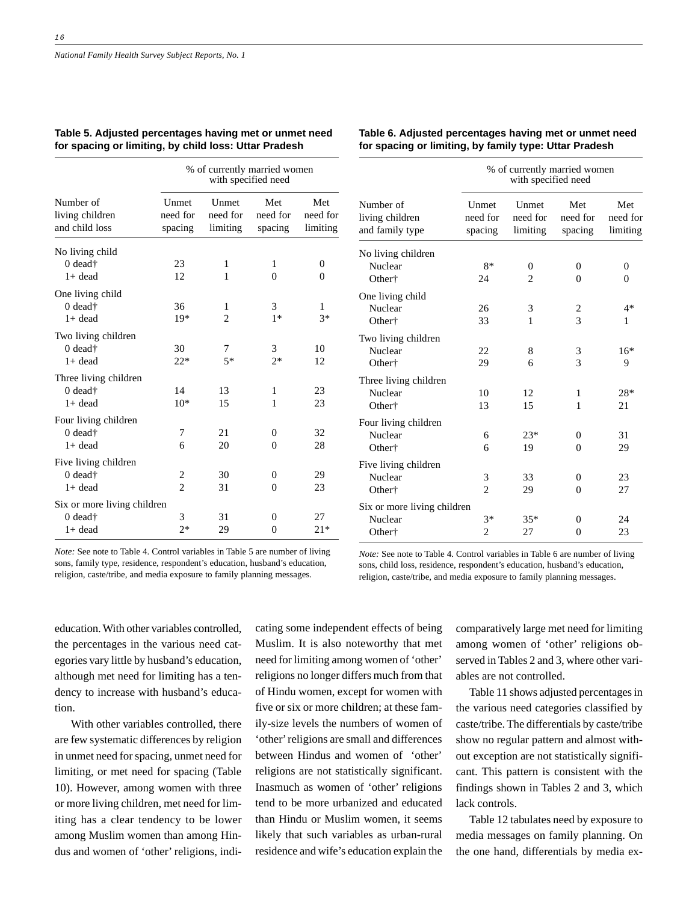**Table 5. Adjusted percentages having met or unmet need for spacing or limiting, by child loss: Uttar Pradesh**

| Number of living children and child loss | % of currently married women with specified need | | | |
|---|---|---|---|---|
| | Unmet need for spacing | Unmet need for limiting | Met need for spacing | Met need for limiting |
| No living child | | | | |
| 0 dead† | 23 | 1 | 1 | 0 |
| 1+ dead | 12 | 1 | 0 | 0 |
| One living child | | | | |
| 0 dead† | 36 | 1 | 3 | 1 |
| 1+ dead | 19* | 2 | 1* | 3* |
| Two living children | | | | |
| 0 dead† | 30 | 7 | 3 | 10 |
| 1+ dead | 22* | 5* | 2* | 12 |
| Three living children | | | | |
| 0 dead† | 14 | 13 | 1 | 23 |
| 1+ dead | 10* | 15 | 1 | 23 |
| Four living children | | | | |
| 0 dead† | 7 | 21 | 0 | 32 |
| 1+ dead | 6 | 20 | 0 | 28 |
| Five living children | | | | |
| 0 dead† | 2 | 30 | 0 | 29 |
| 1+ dead | 2 | 31 | 0 | 23 |
| Six or more living children | | | | |
| 0 dead† | 3 | 31 | 0 | 27 |
| 1+ dead | 2* | 29 | 0 | 21* |

*Note:* See note to Table 4. Control variables in Table 5 are number of living sons, family type, residence, respondent's education, husband's education, religion, caste/tribe, and media exposure to family planning messages.

**Table 6. Adjusted percentages having met or unmet need for spacing or limiting, by family type: Uttar Pradesh**

| Number of living children and family type | % of currently married women with specified need | | | |
|---|---|---|---|---|
| | Unmet need for spacing | Unmet need for limiting | Met need for spacing | Met need for limiting |
| No living children | | | | |
| Nuclear | 8* | 0 | 0 | 0 |
| Other† | 24 | 2 | 0 | 0 |
| One living child | | | | |
| Nuclear | 26 | 3 | 2 | 4* |
| Other† | 33 | 1 | 3 | 1 |
| Two living children | | | | |
| Nuclear | 22 | 8 | 3 | 16* |
| Other† | 29 | 6 | 3 | 9 |
| Three living children | | | | |
| Nuclear | 10 | 12 | 1 | 28* |
| Other† | 13 | 15 | 1 | 21 |
| Four living children | | | | |
| Nuclear | 6 | 23* | 0 | 31 |
| Other† | 6 | 19 | 0 | 29 |
| Five living children | | | | |
| Nuclear | 3 | 33 | 0 | 23 |
| Other† | 2 | 29 | 0 | 27 |
| Six or more living children | | | | |
| Nuclear | 3* | 35* | 0 | 24 |
| Other† | 2 | 27 | 0 | 23 |

*Note:* See note to Table 4. Control variables in Table 6 are number of living sons, child loss, residence, respondent's education, husband's education, religion, caste/tribe, and media exposure to family planning messages.

education. With other variables controlled, the percentages in the various need categories vary little by husband's education, although met need for limiting has a tendency to increase with husband's education.

With other variables controlled, there are few systematic differences by religion in unmet need for spacing, unmet need for limiting, or met need for spacing (Table 10). However, among women with three or more living children, met need for limiting has a clear tendency to be lower among Muslim women than among Hindus and women of 'other' religions, indicating some independent effects of being Muslim. It is also noteworthy that met need for limiting among women of 'other' religions no longer differs much from that of Hindu women, except for women with five or six or more children; at these family-size levels the numbers of women of 'other' religions are small and differences between Hindus and women of 'other' religions are not statistically significant. Inasmuch as women of 'other' religions tend to be more urbanized and educated than Hindu or Muslim women, it seems likely that such variables as urban-rural residence and wife's education explain the comparatively large met need for limiting among women of 'other' religions observed in Tables 2 and 3, where other variables are not controlled.

Table 11 shows adjusted percentages in the various need categories classified by caste/tribe. The differentials by caste/tribe show no regular pattern and almost without exception are not statistically significant. This pattern is consistent with the findings shown in Tables 2 and 3, which lack controls.

Table 12 tabulates need by exposure to media messages on family planning. On the one hand, differentials by media ex-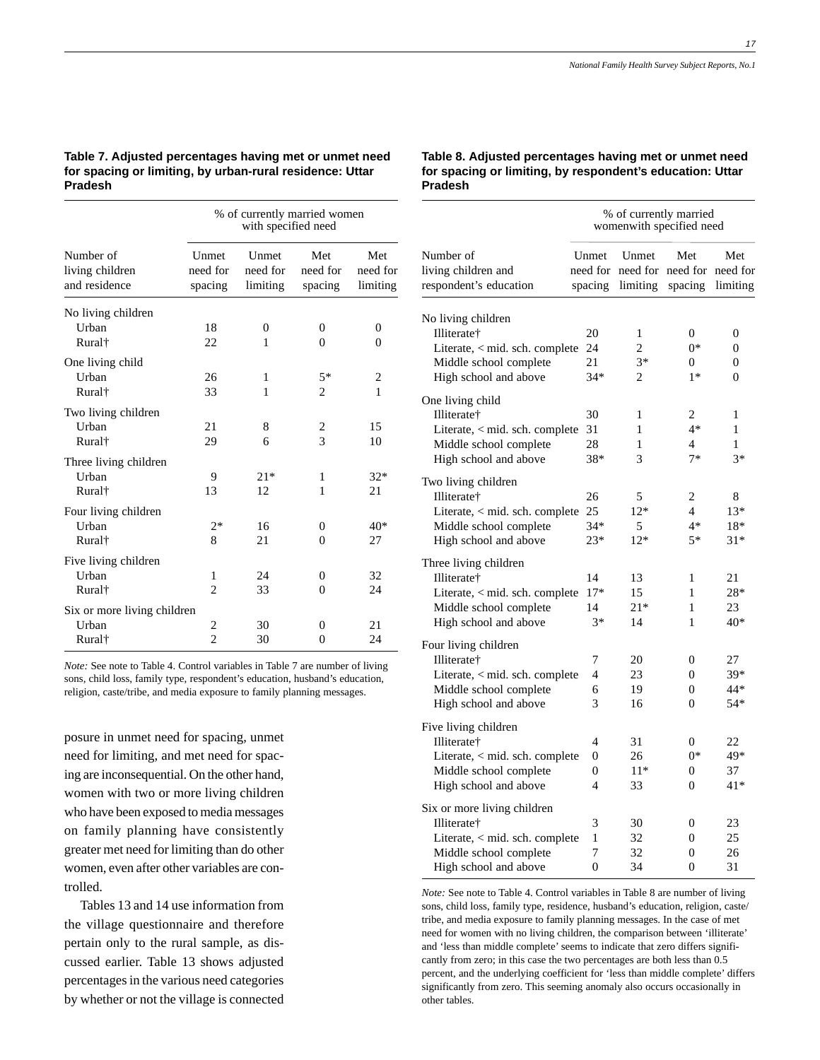**Table 7. Adjusted percentages having met or unmet need for spacing or limiting, by urban-rural residence: Uttar Pradesh**

| Number of living children and residence | % of currently married women with specified need | | | |
|---|---|---|---|---|
| | Unmet need for spacing | Unmet need for limiting | Met need for spacing | Met need for limiting |
| **No living children** | | | | |
| Urban | 18 | 0 | 0 | 0 |
| Rural† | 22 | 1 | 0 | 0 |
| **One living child** | | | | |
| Urban | 26 | 1 | 5* | 2 |
| Rural† | 33 | 1 | 2 | 1 |
| **Two living children** | | | | |
| Urban | 21 | 8 | 2 | 15 |
| Rural† | 29 | 6 | 3 | 10 |
| **Three living children** | | | | |
| Urban | 9 | 21* | 1 | 32* |
| Rural† | 13 | 12 | 1 | 21 |
| **Four living children** | | | | |
| Urban | 2* | 16 | 0 | 40* |
| Rural† | 8 | 21 | 0 | 27 |
| **Five living children** | | | | |
| Urban | 1 | 24 | 0 | 32 |
| Rural† | 2 | 33 | 0 | 24 |
| **Six or more living children** | | | | |
| Urban | 2 | 30 | 0 | 21 |
| Rural† | 2 | 30 | 0 | 24 |

*Note:* See note to Table 4. Control variables in Table 7 are number of living sons, child loss, family type, respondent's education, husband's education, religion, caste/tribe, and media exposure to family planning messages.

posure in unmet need for spacing, unmet need for limiting, and met need for spacing are inconsequential. On the other hand, women with two or more living children who have been exposed to media messages on family planning have consistently greater met need for limiting than do other women, even after other variables are controlled.

Tables 13 and 14 use information from the village questionnaire and therefore pertain only to the rural sample, as discussed earlier. Table 13 shows adjusted percentages in the various need categories by whether or not the village is connected

**Table 8. Adjusted percentages having met or unmet need for spacing or limiting, by respondent's education: Uttar Pradesh**

| Number of living children and respondent's education | % of currently married womenwith specified need | | | |
|---|---|---|---|---|
| | Unmet need for spacing | Unmet need for limiting | Met need for spacing | Met need for limiting |
| **No living children** | | | | |
| Illiterate† | 20 | 1 | 0 | 0 |
| Literate, < mid. sch. complete | 24 | 2 | 0* | 0 |
| Middle school complete | 21 | 3* | 0 | 0 |
| High school and above | 34* | 2 | 1* | 0 |
| **One living child** | | | | |
| Illiterate† | 30 | 1 | 2 | 1 |
| Literate, < mid. sch. complete | 31 | 1 | 4* | 1 |
| Middle school complete | 28 | 1 | 4 | 1 |
| High school and above | 38* | 3 | 7* | 3* |
| **Two living children** | | | | |
| Illiterate† | 26 | 5 | 2 | 8 |
| Literate, < mid. sch. complete | 25 | 12* | 4 | 13* |
| Middle school complete | 34* | 5 | 4* | 18* |
| High school and above | 23* | 12* | 5* | 31* |
| **Three living children** | | | | |
| Illiterate† | 14 | 13 | 1 | 21 |
| Literate, < mid. sch. complete | 17* | 15 | 1 | 28* |
| Middle school complete | 14 | 21* | 1 | 23 |
| High school and above | 3* | 14 | 1 | 40* |
| **Four living children** | | | | |
| Illiterate† | 7 | 20 | 0 | 27 |
| Literate, < mid. sch. complete | 4 | 23 | 0 | 39* |
| Middle school complete | 6 | 19 | 0 | 44* |
| High school and above | 3 | 16 | 0 | 54* |
| **Five living children** | | | | |
| Illiterate† | 4 | 31 | 0 | 22 |
| Literate, < mid. sch. complete | 0 | 26 | 0* | 49* |
| Middle school complete | 0 | 11* | 0 | 37 |
| High school and above | 4 | 33 | 0 | 41* |
| **Six or more living children** | | | | |
| Illiterate† | 3 | 30 | 0 | 23 |
| Literate, < mid. sch. complete | 1 | 32 | 0 | 25 |
| Middle school complete | 7 | 32 | 0 | 26 |
| High school and above | 0 | 34 | 0 | 31 |

*Note:* See note to Table 4. Control variables in Table 8 are number of living sons, child loss, family type, residence, husband's education, religion, caste/tribe, and media exposure to family planning messages. In the case of met need for women with no living children, the comparison between 'illiterate' and 'less than middle complete' seems to indicate that zero differs significantly from zero; in this case the two percentages are both less than 0.5 percent, and the underlying coefficient for 'less than middle complete' differs significantly from zero. This seeming anomaly also occurs occasionally in other tables.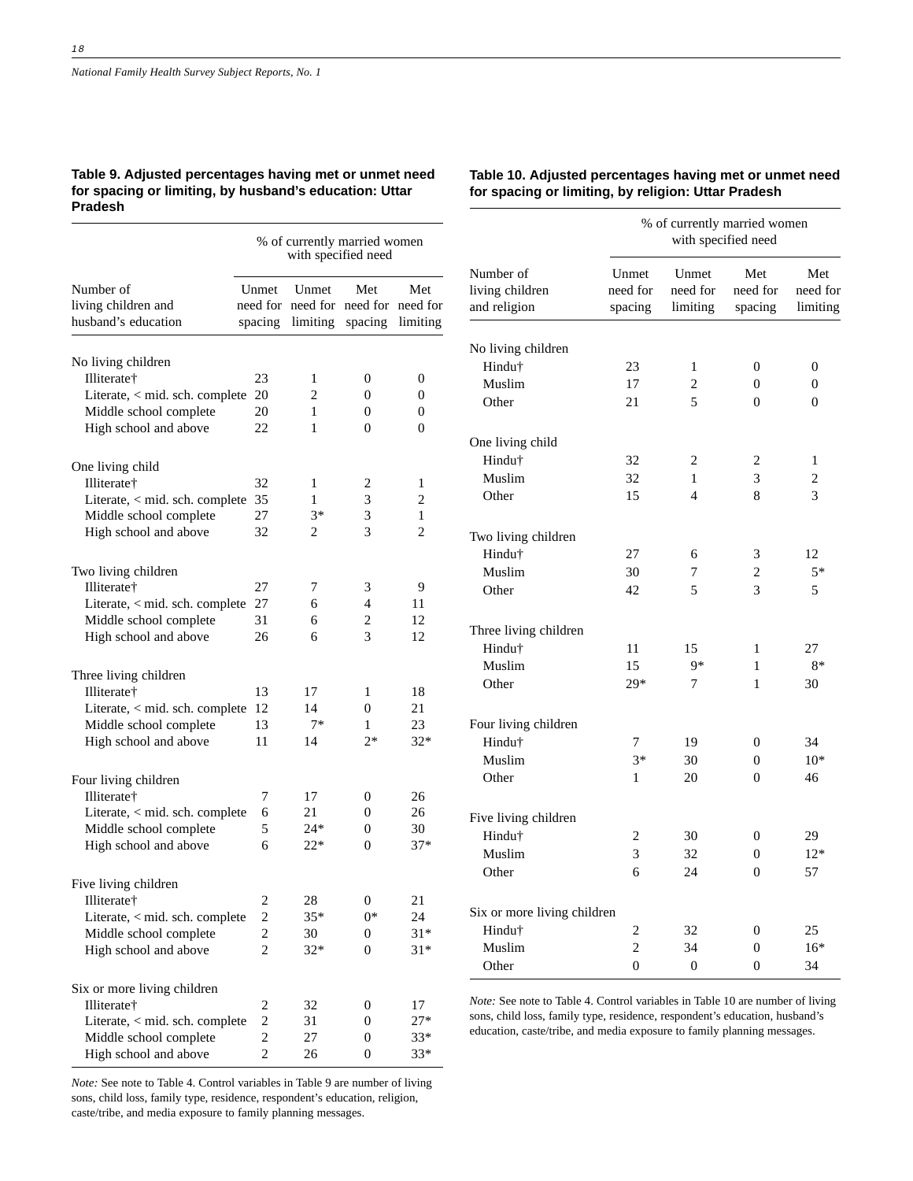**Table 9. Adjusted percentages having met or unmet need for spacing or limiting, by husband's education: Uttar Pradesh**

| Number of living children and husband's education | % of currently married women with specified need | | | |
|---|---|---|---|---|
| | Unmet need for spacing | Unmet need for limiting | Met need for spacing | Met need for limiting |
| **No living children** | | | | |
| Illiterate† | 23 | 1 | 0 | 0 |
| Literate, < mid. sch. complete | 20 | 2 | 0 | 0 |
| Middle school complete | 20 | 1 | 0 | 0 |
| High school and above | 22 | 1 | 0 | 0 |
| **One living child** | | | | |
| Illiterate† | 32 | 1 | 2 | 1 |
| Literate, < mid. sch. complete | 35 | 1 | 3 | 2 |
| Middle school complete | 27 | 3* | 3 | 1 |
| High school and above | 32 | 2 | 3 | 2 |
| **Two living children** | | | | |
| Illiterate† | 27 | 7 | 3 | 9 |
| Literate, < mid. sch. complete | 27 | 6 | 4 | 11 |
| Middle school complete | 31 | 6 | 2 | 12 |
| High school and above | 26 | 6 | 3 | 12 |
| **Three living children** | | | | |
| Illiterate† | 13 | 17 | 1 | 18 |
| Literate, < mid. sch. complete | 12 | 14 | 0 | 21 |
| Middle school complete | 13 | 7* | 1 | 23 |
| High school and above | 11 | 14 | 2* | 32* |
| **Four living children** | | | | |
| Illiterate† | 7 | 17 | 0 | 26 |
| Literate, < mid. sch. complete | 6 | 21 | 0 | 26 |
| Middle school complete | 5 | 24* | 0 | 30 |
| High school and above | 6 | 22* | 0 | 37* |
| **Five living children** | | | | |
| Illiterate† | 2 | 28 | 0 | 21 |
| Literate, < mid. sch. complete | 2 | 35* | 0* | 24 |
| Middle school complete | 2 | 30 | 0 | 31* |
| High school and above | 2 | 32* | 0 | 31* |
| **Six or more living children** | | | | |
| Illiterate† | 2 | 32 | 0 | 17 |
| Literate, < mid. sch. complete | 2 | 31 | 0 | 27* |
| Middle school complete | 2 | 27 | 0 | 33* |
| High school and above | 2 | 26 | 0 | 33* |

*Note:* See note to Table 4. Control variables in Table 9 are number of living sons, child loss, family type, residence, respondent's education, religion, caste/tribe, and media exposure to family planning messages.

**Table 10. Adjusted percentages having met or unmet need for spacing or limiting, by religion: Uttar Pradesh**

| Number of living children and religion | % of currently married women with specified need | | | |
|---|---|---|---|---|
| | Unmet need for spacing | Unmet need for limiting | Met need for spacing | Met need for limiting |
| **No living children** | | | | |
| Hindu† | 23 | 1 | 0 | 0 |
| Muslim | 17 | 2 | 0 | 0 |
| Other | 21 | 5 | 0 | 0 |
| **One living child** | | | | |
| Hindu† | 32 | 2 | 2 | 1 |
| Muslim | 32 | 1 | 3 | 2 |
| Other | 15 | 4 | 8 | 3 |
| **Two living children** | | | | |
| Hindu† | 27 | 6 | 3 | 12 |
| Muslim | 30 | 7 | 2 | 5* |
| Other | 42 | 5 | 3 | 5 |
| **Three living children** | | | | |
| Hindu† | 11 | 15 | 1 | 27 |
| Muslim | 15 | 9* | 1 | 8* |
| Other | 29* | 7 | 1 | 30 |
| **Four living children** | | | | |
| Hindu† | 7 | 19 | 0 | 34 |
| Muslim | 3* | 30 | 0 | 10* |
| Other | 1 | 20 | 0 | 46 |
| **Five living children** | | | | |
| Hindu† | 2 | 30 | 0 | 29 |
| Muslim | 3 | 32 | 0 | 12* |
| Other | 6 | 24 | 0 | 57 |
| **Six or more living children** | | | | |
| Hindu† | 2 | 32 | 0 | 25 |
| Muslim | 2 | 34 | 0 | 16* |
| Other | 0 | 0 | 0 | 34 |

*Note:* See note to Table 4. Control variables in Table 10 are number of living sons, child loss, family type, residence, respondent's education, husband's education, caste/tribe, and media exposure to family planning messages.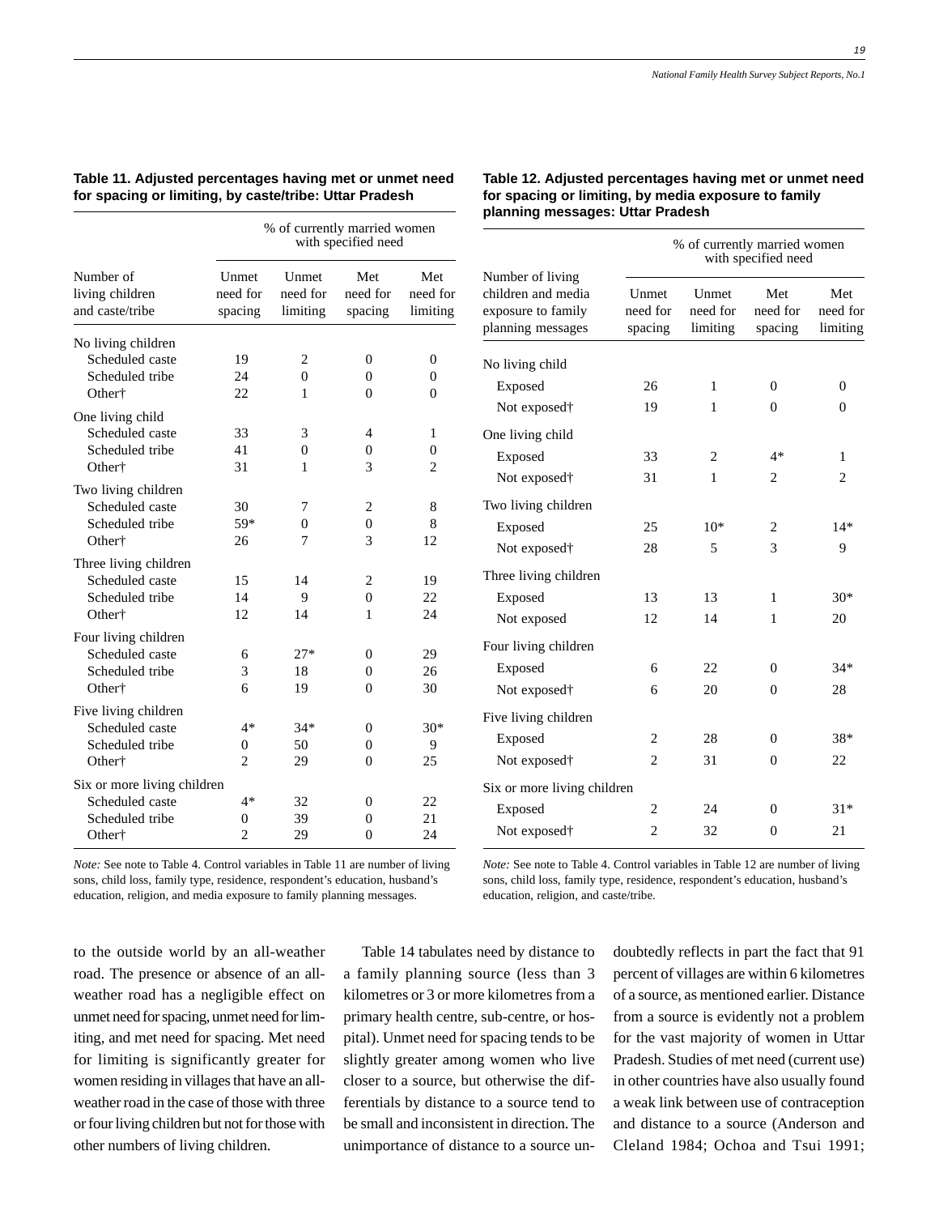**Table 11. Adjusted percentages having met or unmet need for spacing or limiting, by caste/tribe: Uttar Pradesh**

| Number of living children and caste/tribe | % of currently married women with specified need | | | |
|---|---|---|---|---|
| | Unmet need for spacing | Unmet need for limiting | Met need for spacing | Met need for limiting |
| **No living children** | | | | |
| Scheduled caste | 19 | 2 | 0 | 0 |
| Scheduled tribe | 24 | 0 | 0 | 0 |
| Other† | 22 | 1 | 0 | 0 |
| **One living child** | | | | |
| Scheduled caste | 33 | 3 | 4 | 1 |
| Scheduled tribe | 41 | 0 | 0 | 0 |
| Other† | 31 | 1 | 3 | 2 |
| **Two living children** | | | | |
| Scheduled caste | 30 | 7 | 2 | 8 |
| Scheduled tribe | 59* | 0 | 0 | 8 |
| Other† | 26 | 7 | 3 | 12 |
| **Three living children** | | | | |
| Scheduled caste | 15 | 14 | 2 | 19 |
| Scheduled tribe | 14 | 9 | 0 | 22 |
| Other† | 12 | 14 | 1 | 24 |
| **Four living children** | | | | |
| Scheduled caste | 6 | 27* | 0 | 29 |
| Scheduled tribe | 3 | 18 | 0 | 26 |
| Other† | 6 | 19 | 0 | 30 |
| **Five living children** | | | | |
| Scheduled caste | 4* | 34* | 0 | 30* |
| Scheduled tribe | 0 | 50 | 0 | 9 |
| Other† | 2 | 29 | 0 | 25 |
| **Six or more living children** | | | | |
| Scheduled caste | 4* | 32 | 0 | 22 |
| Scheduled tribe | 0 | 39 | 0 | 21 |
| Other† | 2 | 29 | 0 | 24 |

*Note:* See note to Table 4. Control variables in Table 11 are number of living sons, child loss, family type, residence, respondent's education, husband's education, religion, and media exposure to family planning messages.

**Table 12. Adjusted percentages having met or unmet need for spacing or limiting, by media exposure to family planning messages: Uttar Pradesh**

| Number of living children and media exposure to family planning messages | % of currently married women with specified need | | | |
|---|---|---|---|---|
| | Unmet need for spacing | Unmet need for limiting | Met need for spacing | Met need for limiting |
| **No living child** | | | | |
| Exposed | 26 | 1 | 0 | 0 |
| Not exposed† | 19 | 1 | 0 | 0 |
| **One living child** | | | | |
| Exposed | 33 | 2 | 4* | 1 |
| Not exposed† | 31 | 1 | 2 | 2 |
| **Two living children** | | | | |
| Exposed | 25 | 10* | 2 | 14* |
| Not exposed† | 28 | 5 | 3 | 9 |
| **Three living children** | | | | |
| Exposed | 13 | 13 | 1 | 30* |
| Not exposed | 12 | 14 | 1 | 20 |
| **Four living children** | | | | |
| Exposed | 6 | 22 | 0 | 34* |
| Not exposed† | 6 | 20 | 0 | 28 |
| **Five living children** | | | | |
| Exposed | 2 | 28 | 0 | 38* |
| Not exposed† | 2 | 31 | 0 | 22 |
| **Six or more living children** | | | | |
| Exposed | 2 | 24 | 0 | 31* |
| Not exposed† | 2 | 32 | 0 | 21 |

*Note:* See note to Table 4. Control variables in Table 12 are number of living sons, child loss, family type, residence, respondent's education, husband's education, religion, and caste/tribe.

to the outside world by an all-weather road. The presence or absence of an all-weather road has a negligible effect on unmet need for spacing, unmet need for limiting, and met need for spacing. Met need for limiting is significantly greater for women residing in villages that have an all-weather road in the case of those with three or four living children but not for those with other numbers of living children.

Table 14 tabulates need by distance to a family planning source (less than 3 kilometres or 3 or more kilometres from a primary health centre, sub-centre, or hospital). Unmet need for spacing tends to be slightly greater among women who live closer to a source, but otherwise the differentials by distance to a source tend to be small and inconsistent in direction. The unimportance of distance to a source undoubtedly reflects in part the fact that 91 percent of villages are within 6 kilometres of a source, as mentioned earlier. Distance from a source is evidently not a problem for the vast majority of women in Uttar Pradesh. Studies of met need (current use) in other countries have also usually found a weak link between use of contraception and distance to a source (Anderson and Cleland 1984; Ochoa and Tsui 1991;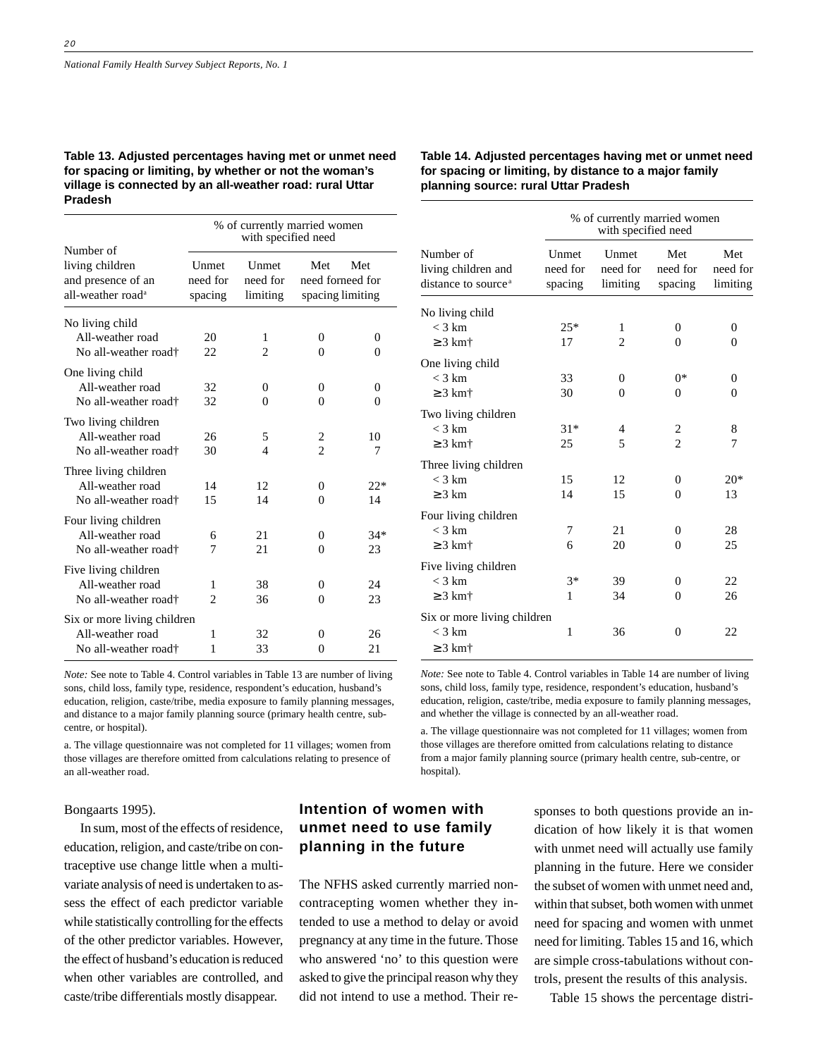**Table 13. Adjusted percentages having met or unmet need for spacing or limiting, by whether or not the woman's village is connected by an all-weather road: rural Uttar Pradesh**

| Number of living children and presence of an all-weather road[a] | % of currently married women with specified need | | | |
|---|---|---|---|---|
| | Unmet need for spacing | Unmet need for limiting | Met need for spacing | Met need for limiting |
| **No living child** | | | | |
| All-weather road | 20 | 1 | 0 | 0 |
| No all-weather road† | 22 | 2 | 0 | 0 |
| **One living child** | | | | |
| All-weather road | 32 | 0 | 0 | 0 |
| No all-weather road† | 32 | 0 | 0 | 0 |
| **Two living children** | | | | |
| All-weather road | 26 | 5 | 2 | 10 |
| No all-weather road† | 30 | 4 | 2 | 7 |
| **Three living children** | | | | |
| All-weather road | 14 | 12 | 0 | 22* |
| No all-weather road† | 15 | 14 | 0 | 14 |
| **Four living children** | | | | |
| All-weather road | 6 | 21 | 0 | 34* |
| No all-weather road† | 7 | 21 | 0 | 23 |
| **Five living children** | | | | |
| All-weather road | 1 | 38 | 0 | 24 |
| No all-weather road† | 2 | 36 | 0 | 23 |
| **Six or more living children** | | | | |
| All-weather road | 1 | 32 | 0 | 26 |
| No all-weather road† | 1 | 33 | 0 | 21 |

*Note:* See note to Table 4. Control variables in Table 13 are number of living sons, child loss, family type, residence, respondent's education, husband's education, religion, caste/tribe, media exposure to family planning messages, and distance to a major family planning source (primary health centre, sub-centre, or hospital).

a. The village questionnaire was not completed for 11 villages; women from those villages are therefore omitted from calculations relating to presence of an all-weather road.

**Table 14. Adjusted percentages having met or unmet need for spacing or limiting, by distance to a major family planning source: rural Uttar Pradesh**

| Number of living children and distance to source[a] | % of currently married women with specified need | | | |
|---|---|---|---|---|
| | Unmet need for spacing | Unmet need for limiting | Met need for spacing | Met need for limiting |
| **No living child** | | | | |
| < 3 km | 25* | 1 | 0 | 0 |
| ≥ 3 km† | 17 | 2 | 0 | 0 |
| **One living child** | | | | |
| < 3 km | 33 | 0 | 0* | 0 |
| ≥ 3 km† | 30 | 0 | 0 | 0 |
| **Two living children** | | | | |
| < 3 km | 31* | 4 | 2 | 8 |
| ≥ 3 km† | 25 | 5 | 2 | 7 |
| **Three living children** | | | | |
| < 3 km | 15 | 12 | 0 | 20* |
| ≥ 3 km | 14 | 15 | 0 | 13 |
| **Four living children** | | | | |
| < 3 km | 7 | 21 | 0 | 28 |
| ≥ 3 km† | 6 | 20 | 0 | 25 |
| **Five living children** | | | | |
| < 3 km | 3* | 39 | 0 | 22 |
| ≥ 3 km† | 1 | 34 | 0 | 26 |
| **Six or more living children** | | | | |
| < 3 km | 1 | 36 | 0 | 22 |
| ≥ 3 km† | | | | |

*Note:* See note to Table 4. Control variables in Table 14 are number of living sons, child loss, family type, residence, respondent's education, husband's education, religion, caste/tribe, media exposure to family planning messages, and whether the village is connected by an all-weather road.

a. The village questionnaire was not completed for 11 villages; women from those villages are therefore omitted from calculations relating to distance from a major family planning source (primary health centre, sub-centre, or hospital).

Bongaarts 1995).

In sum, most of the effects of residence, education, religion, and caste/tribe on contraceptive use change little when a multivariate analysis of need is undertaken to assess the effect of each predictor variable while statistically controlling for the effects of the other predictor variables. However, the effect of husband's education is reduced when other variables are controlled, and caste/tribe differentials mostly disappear.

## Intention of women with unmet need to use family planning in the future

The NFHS asked currently married noncontracepting women whether they intended to use a method to delay or avoid pregnancy at any time in the future. Those who answered 'no' to this question were asked to give the principal reason why they did not intend to use a method. Their responses to both questions provide an indication of how likely it is that women with unmet need will actually use family planning in the future. Here we consider the subset of women with unmet need and, within that subset, both women with unmet need for spacing and women with unmet need for limiting. Tables 15 and 16, which are simple cross-tabulations without controls, present the results of this analysis.

Table 15 shows the percentage distri-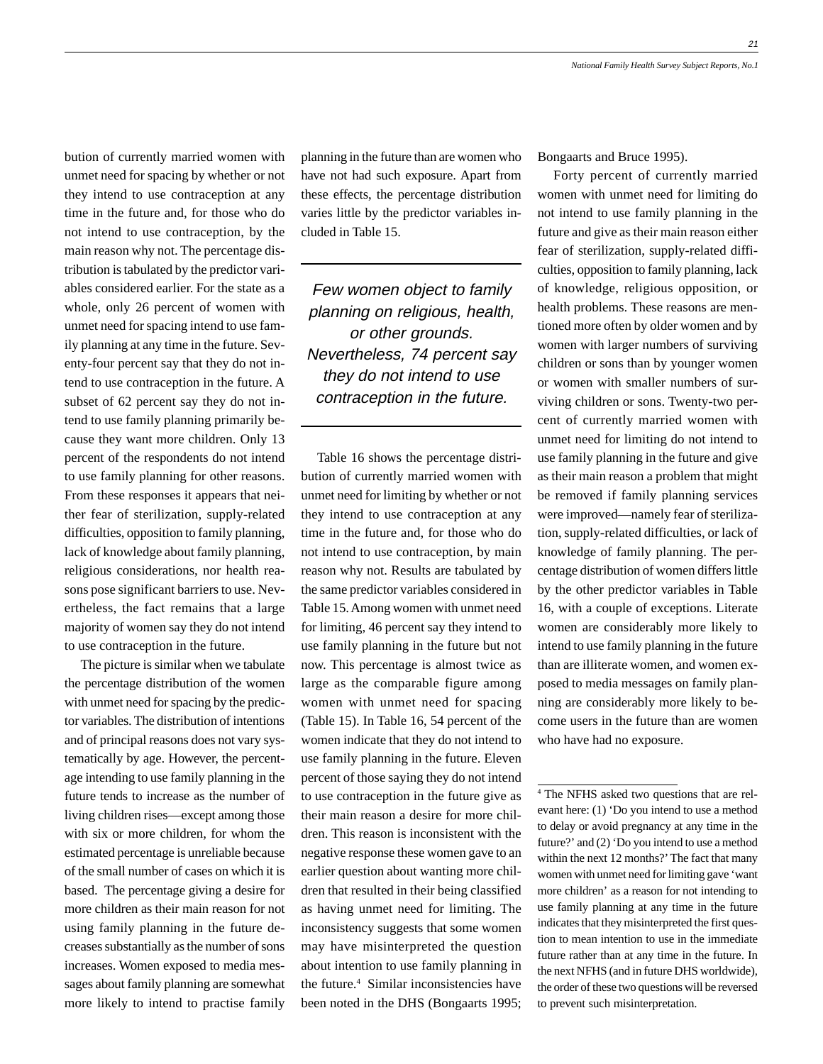bution of currently married women with unmet need for spacing by whether or not they intend to use contraception at any time in the future and, for those who do not intend to use contraception, by the main reason why not. The percentage distribution is tabulated by the predictor variables considered earlier. For the state as a whole, only 26 percent of women with unmet need for spacing intend to use family planning at any time in the future. Seventy-four percent say that they do not intend to use contraception in the future. A subset of 62 percent say they do not intend to use family planning primarily because they want more children. Only 13 percent of the respondents do not intend to use family planning for other reasons. From these responses it appears that neither fear of sterilization, supply-related difficulties, opposition to family planning, lack of knowledge about family planning, religious considerations, nor health reasons pose significant barriers to use. Nevertheless, the fact remains that a large majority of women say they do not intend to use contraception in the future.

The picture is similar when we tabulate the percentage distribution of the women with unmet need for spacing by the predictor variables. The distribution of intentions and of principal reasons does not vary systematically by age. However, the percentage intending to use family planning in the future tends to increase as the number of living children rises—except among those with six or more children, for whom the estimated percentage is unreliable because of the small number of cases on which it is based. The percentage giving a desire for more children as their main reason for not using family planning in the future decreases substantially as the number of sons increases. Women exposed to media messages about family planning are somewhat more likely to intend to practise family planning in the future than are women who have not had such exposure. Apart from these effects, the percentage distribution varies little by the predictor variables included in Table 15.

*Few women object to family planning on religious, health, or other grounds. Nevertheless, 74 percent say they do not intend to use contraception in the future.*

Table 16 shows the percentage distribution of currently married women with unmet need for limiting by whether or not they intend to use contraception at any time in the future and, for those who do not intend to use contraception, by main reason why not. Results are tabulated by the same predictor variables considered in Table 15. Among women with unmet need for limiting, 46 percent say they intend to use family planning in the future but not now. This percentage is almost twice as large as the comparable figure among women with unmet need for spacing (Table 15). In Table 16, 54 percent of the women indicate that they do not intend to use family planning in the future. Eleven percent of those saying they do not intend to use contraception in the future give as their main reason a desire for more children. This reason is inconsistent with the negative response these women gave to an earlier question about wanting more children that resulted in their being classified as having unmet need for limiting. The inconsistency suggests that some women may have misinterpreted the question about intention to use family planning in the future.[4] Similar inconsistencies have been noted in the DHS (Bongaarts 1995; Bongaarts and Bruce 1995).

Forty percent of currently married women with unmet need for limiting do not intend to use family planning in the future and give as their main reason either fear of sterilization, supply-related difficulties, opposition to family planning, lack of knowledge, religious opposition, or health problems. These reasons are mentioned more often by older women and by women with larger numbers of surviving children or sons than by younger women or women with smaller numbers of surviving children or sons. Twenty-two percent of currently married women with unmet need for limiting do not intend to use family planning in the future and give as their main reason a problem that might be removed if family planning services were improved—namely fear of sterilization, supply-related difficulties, or lack of knowledge of family planning. The percentage distribution of women differs little by the other predictor variables in Table 16, with a couple of exceptions. Literate women are considerably more likely to intend to use family planning in the future than are illiterate women, and women exposed to media messages on family planning are considerably more likely to become users in the future than are women who have had no exposure.

---

[4] The NFHS asked two questions that are relevant here: (1) 'Do you intend to use a method to delay or avoid pregnancy at any time in the future?' and (2) 'Do you intend to use a method within the next 12 months?' The fact that many women with unmet need for limiting gave 'want more children' as a reason for not intending to use family planning at any time in the future indicates that they misinterpreted the first question to mean intention to use in the immediate future rather than at any time in the future. In the next NFHS (and in future DHS worldwide), the order of these two questions will be reversed to prevent such misinterpretation.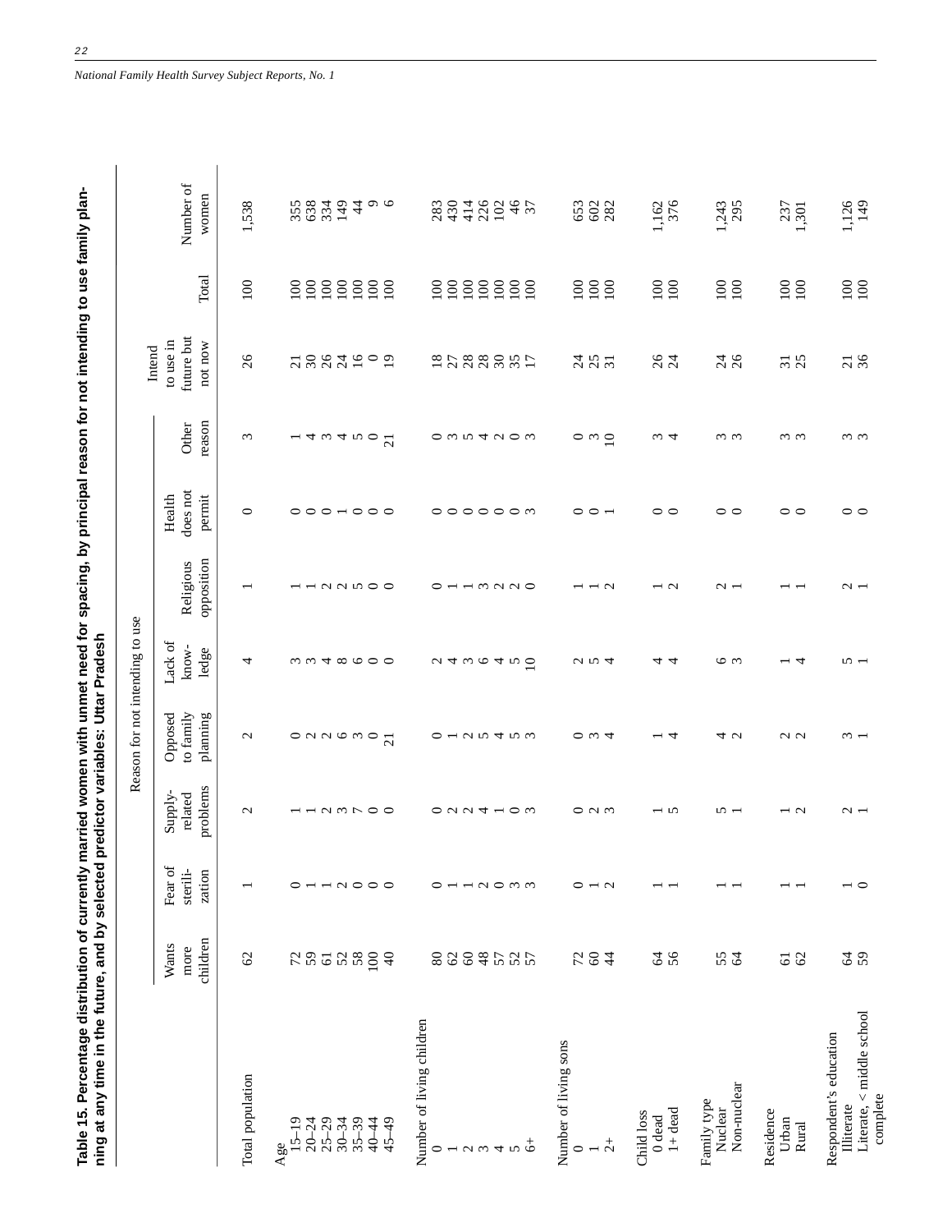**Table 15. Percentage distribution of currently married women with unmet need for spacing, by principal reason for not intending to use family planning at any time in the future, and by selected predictor variables: Uttar Pradesh**

| | Reason for not intending to use | | | | | | | | | | | |
|---|---|---|---|---|---|---|---|---|---|---|---|---|
| | Wants more children | Fear of sterilization | Supply-related problems | Opposed to family planning | Lack of knowledge | Religious opposition | Health does not permit | Other reason | Intend to use in future but not now | Total | Number of women |
| Total population | 62 | 1 | 2 | 2 | 4 | 1 | 0 | 3 | 26 | 100 | 1,538 |
| **Age** | | | | | | | | | | | |
| 15–19 | 72 | 0 | 1 | 0 | 3 | 1 | 0 | 1 | 21 | 100 | 355 |
| 20–24 | 59 | 1 | 1 | 2 | 3 | 1 | 0 | 4 | 30 | 100 | 638 |
| 25–29 | 61 | 1 | 2 | 2 | 4 | 2 | 0 | 3 | 26 | 100 | 334 |
| 30–34 | 52 | 2 | 3 | 6 | 8 | 2 | 1 | 4 | 24 | 100 | 149 |
| 35–39 | 58 | 0 | 7 | 3 | 6 | 5 | 0 | 5 | 16 | 100 | 44 |
| 40–44 | 100 | 0 | 0 | 0 | 0 | 0 | 0 | 0 | 0 | 100 | 9 |
| 45–49 | 40 | 0 | 0 | 21 | 0 | 0 | 0 | 21 | 19 | 100 | 6 |
| **Number of living children** | | | | | | | | | | | |
| 0 | 80 | 0 | 0 | 0 | 2 | 0 | 0 | 0 | 18 | 100 | 283 |
| 1 | 62 | 1 | 2 | 1 | 4 | 1 | 0 | 3 | 27 | 100 | 430 |
| 2 | 60 | 1 | 2 | 2 | 3 | 1 | 0 | 5 | 28 | 100 | 414 |
| 3 | 48 | 2 | 4 | 5 | 6 | 3 | 0 | 4 | 28 | 100 | 226 |
| 4 | 57 | 0 | 1 | 4 | 4 | 2 | 0 | 2 | 30 | 100 | 102 |
| 5 | 52 | 3 | 0 | 5 | 5 | 2 | 0 | 0 | 35 | 100 | 46 |
| 6+ | 57 | 3 | 3 | 3 | 10 | 0 | 3 | 3 | 17 | 100 | 37 |
| **Number of living sons** | | | | | | | | | | | |
| 0 | 72 | 0 | 0 | 0 | 2 | 1 | 0 | 0 | 24 | 100 | 653 |
| 1 | 60 | 1 | 2 | 3 | 5 | 1 | 0 | 3 | 25 | 100 | 602 |
| 2+ | 44 | 2 | 3 | 4 | 4 | 2 | 1 | 10 | 31 | 100 | 282 |
| **Child loss** | | | | | | | | | | | |
| 0 dead | 64 | 1 | 1 | 1 | 4 | 1 | 0 | 3 | 26 | 100 | 1,162 |
| 1+ dead | 56 | 1 | 5 | 4 | 4 | 2 | 0 | 4 | 24 | 100 | 376 |
| **Family type** | | | | | | | | | | | |
| Nuclear | 55 | 1 | 5 | 4 | 6 | 2 | 0 | 3 | 24 | 100 | 1,243 |
| Non-nuclear | 64 | 1 | 1 | 2 | 3 | 1 | 0 | 3 | 26 | 100 | 295 |
| **Residence** | | | | | | | | | | | |
| Urban | 61 | 1 | 1 | 2 | 1 | 1 | 0 | 3 | 31 | 100 | 237 |
| Rural | 62 | 1 | 2 | 2 | 4 | 1 | 0 | 3 | 25 | 100 | 1,301 |
| **Respondent's education** | | | | | | | | | | | |
| Illiterate | 64 | 1 | 2 | 3 | 5 | 2 | 0 | 3 | 21 | 100 | 1,126 |
| Literate, < middle school complete | 59 | 0 | 1 | 1 | 1 | 1 | 0 | 3 | 36 | 100 | 149 |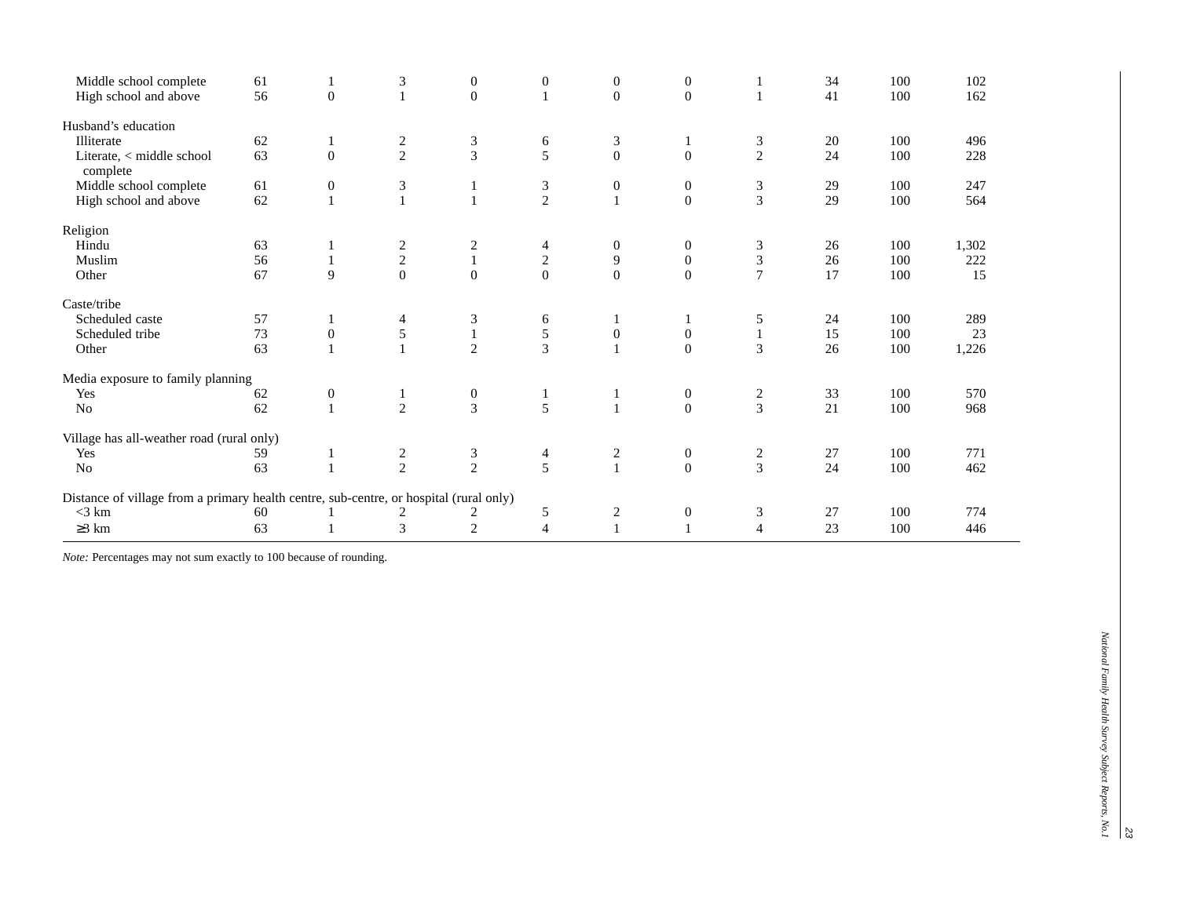| | | | | | | | | | | | |
|---|---|---|---|---|---|---|---|---|---|---|---|
| Middle school complete | 61 | 1 | 3 | 0 | 0 | 0 | 0 | 1 | 34 | 100 | 102 |
| High school and above | 56 | 0 | 1 | 0 | 1 | 0 | 0 | 1 | 41 | 100 | 162 |
| Husband's education | | | | | | | | | | | |
| Illiterate | 62 | 1 | 2 | 3 | 6 | 3 | 1 | 3 | 20 | 100 | 496 |
| Literate, < middle school complete | 63 | 0 | 2 | 3 | 5 | 0 | 0 | 2 | 24 | 100 | 228 |
| Middle school complete | 61 | 0 | 3 | 1 | 3 | 0 | 0 | 3 | 29 | 100 | 247 |
| High school and above | 62 | 1 | 1 | 1 | 2 | 1 | 0 | 3 | 29 | 100 | 564 |
| Religion | | | | | | | | | | | |
| Hindu | 63 | 1 | 2 | 2 | 4 | 0 | 0 | 3 | 26 | 100 | 1,302 |
| Muslim | 56 | 1 | 2 | 1 | 2 | 9 | 0 | 3 | 26 | 100 | 222 |
| Other | 67 | 9 | 0 | 0 | 0 | 0 | 0 | 7 | 17 | 100 | 15 |
| Caste/tribe | | | | | | | | | | | |
| Scheduled caste | 57 | 1 | 4 | 3 | 6 | 1 | 1 | 5 | 24 | 100 | 289 |
| Scheduled tribe | 73 | 0 | 5 | 1 | 5 | 0 | 0 | 1 | 15 | 100 | 23 |
| Other | 63 | 1 | 1 | 2 | 3 | 1 | 0 | 3 | 26 | 100 | 1,226 |
| Media exposure to family planning | | | | | | | | | | | |
| Yes | 62 | 0 | 1 | 0 | 1 | 1 | 0 | 2 | 33 | 100 | 570 |
| No | 62 | 1 | 2 | 3 | 5 | 1 | 0 | 3 | 21 | 100 | 968 |
| Village has all-weather road (rural only) | | | | | | | | | | | |
| Yes | 59 | 1 | 2 | 3 | 4 | 2 | 0 | 2 | 27 | 100 | 771 |
| No | 63 | 1 | 2 | 2 | 5 | 1 | 0 | 3 | 24 | 100 | 462 |
| Distance of village from a primary health centre, sub-centre, or hospital (rural only) | | | | | | | | | | | |
| <3 km | 60 | 1 | 2 | 2 | 5 | 2 | 0 | 3 | 27 | 100 | 774 |
| ≥3 km | 63 | 1 | 3 | 2 | 4 | 1 | 1 | 4 | 23 | 100 | 446 |

*Note:* Percentages may not sum exactly to 100 because of rounding.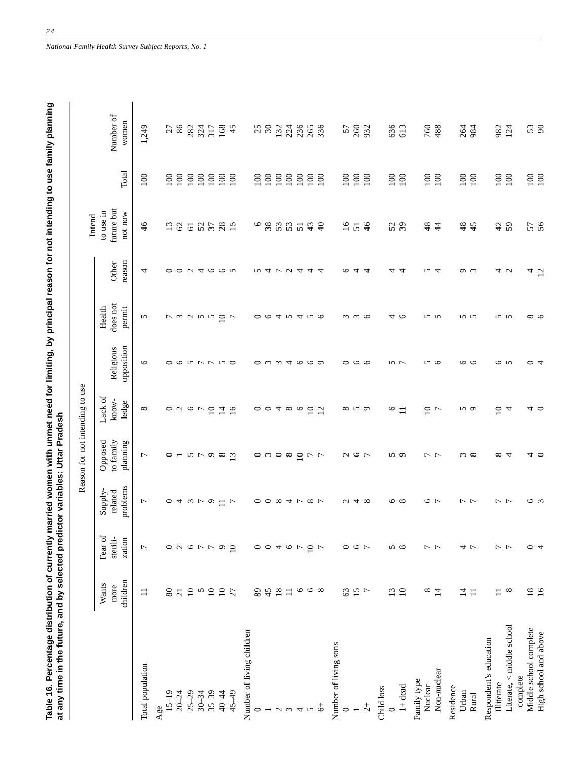**Table 16. Percentage distribution of currently married women with unmet need for limiting, by principal reason for not intending to use family planning at any time in the future, and by selected predictor variables: Uttar Pradesh**

| | Reason for not intending to use | | | | | | | | | | |
|---|---|---|---|---|---|---|---|---|---|---|---|
| | Wants more children | Fear of sterili-zation | Supply-related problems | Opposed to family planning | Lack of know-ledge | Religious opposition | Health does not permit | Other reason | Intend to use in future but not now | Total | Number of women |
| Total population | 11 | 7 | 7 | 7 | 8 | 6 | 5 | 4 | 46 | 100 | 1,249 |
| Age | | | | | | | | | | | |
| 15–19 | 80 | 0 | 0 | 0 | 0 | 0 | 7 | 0 | 13 | 100 | 27 |
| 20–24 | 21 | 2 | 4 | 1 | 2 | 6 | 3 | 0 | 62 | 100 | 86 |
| 25–29 | 10 | 6 | 3 | 5 | 6 | 5 | 2 | 2 | 61 | 100 | 282 |
| 30–34 | 5 | 7 | 7 | 7 | 7 | 7 | 5 | 4 | 52 | 100 | 324 |
| 35–39 | 10 | 7 | 9 | 9 | 10 | 7 | 5 | 6 | 37 | 100 | 317 |
| 40–44 | 10 | 9 | 11 | 8 | 14 | 5 | 10 | 6 | 28 | 100 | 168 |
| 45–49 | 27 | 10 | 7 | 13 | 16 | 0 | 7 | 5 | 15 | 100 | 45 |
| Number of living children | | | | | | | | | | | |
| 0 | 89 | 0 | 0 | 0 | 0 | 0 | 0 | 5 | 6 | 100 | 25 |
| 1 | 45 | 0 | 0 | 3 | 0 | 3 | 6 | 4 | 38 | 100 | 30 |
| 2 | 18 | 4 | 8 | 0 | 4 | 3 | 4 | 7 | 53 | 100 | 132 |
| 3 | 11 | 6 | 4 | 8 | 8 | 4 | 5 | 2 | 53 | 100 | 224 |
| 4 | 6 | 7 | 7 | 10 | 6 | 6 | 4 | 4 | 51 | 100 | 236 |
| 5 | 6 | 10 | 8 | 7 | 10 | 6 | 5 | 4 | 43 | 100 | 265 |
| 6+ | 8 | 7 | 7 | 7 | 12 | 9 | 6 | 4 | 40 | 100 | 336 |
| Number of living sons | | | | | | | | | | | |
| 0 | 63 | 0 | 2 | 2 | 8 | 0 | 3 | 6 | 16 | 100 | 57 |
| 1 | 15 | 6 | 4 | 6 | 5 | 6 | 3 | 4 | 51 | 100 | 260 |
| 2+ | 7 | 7 | 8 | 7 | 9 | 6 | 6 | 4 | 46 | 100 | 932 |
| Child loss | | | | | | | | | | | |
| 0 | 13 | 5 | 6 | 5 | 6 | 5 | 4 | 4 | 52 | 100 | 636 |
| 1+ dead | 10 | 8 | 8 | 9 | 11 | 7 | 6 | 4 | 39 | 100 | 613 |
| Family type | | | | | | | | | | | |
| Nuclear | 8 | 7 | 6 | 7 | 10 | 5 | 5 | 5 | 48 | 100 | 760 |
| Non-nuclear | 14 | 7 | 7 | 7 | 7 | 6 | 5 | 4 | 44 | 100 | 488 |
| Residence | | | | | | | | | | | |
| Urban | 14 | 4 | 7 | 3 | 5 | 6 | 5 | 9 | 48 | 100 | 264 |
| Rural | 11 | 7 | 7 | 8 | 9 | 6 | 5 | 3 | 45 | 100 | 984 |
| Respondent's education | | | | | | | | | | | |
| Illiterate | 11 | 7 | 7 | 8 | 10 | 6 | 5 | 4 | 42 | 100 | 982 |
| Literate, < middle school complete | 8 | 7 | 7 | 4 | 4 | 5 | 5 | 2 | 59 | 100 | 124 |
| Middle school complete | 18 | 0 | 6 | 4 | 4 | 0 | 8 | 4 | 57 | 100 | 53 |
| High school and above | 16 | 4 | 3 | 0 | 0 | 4 | 6 | 12 | 56 | 100 | 90 |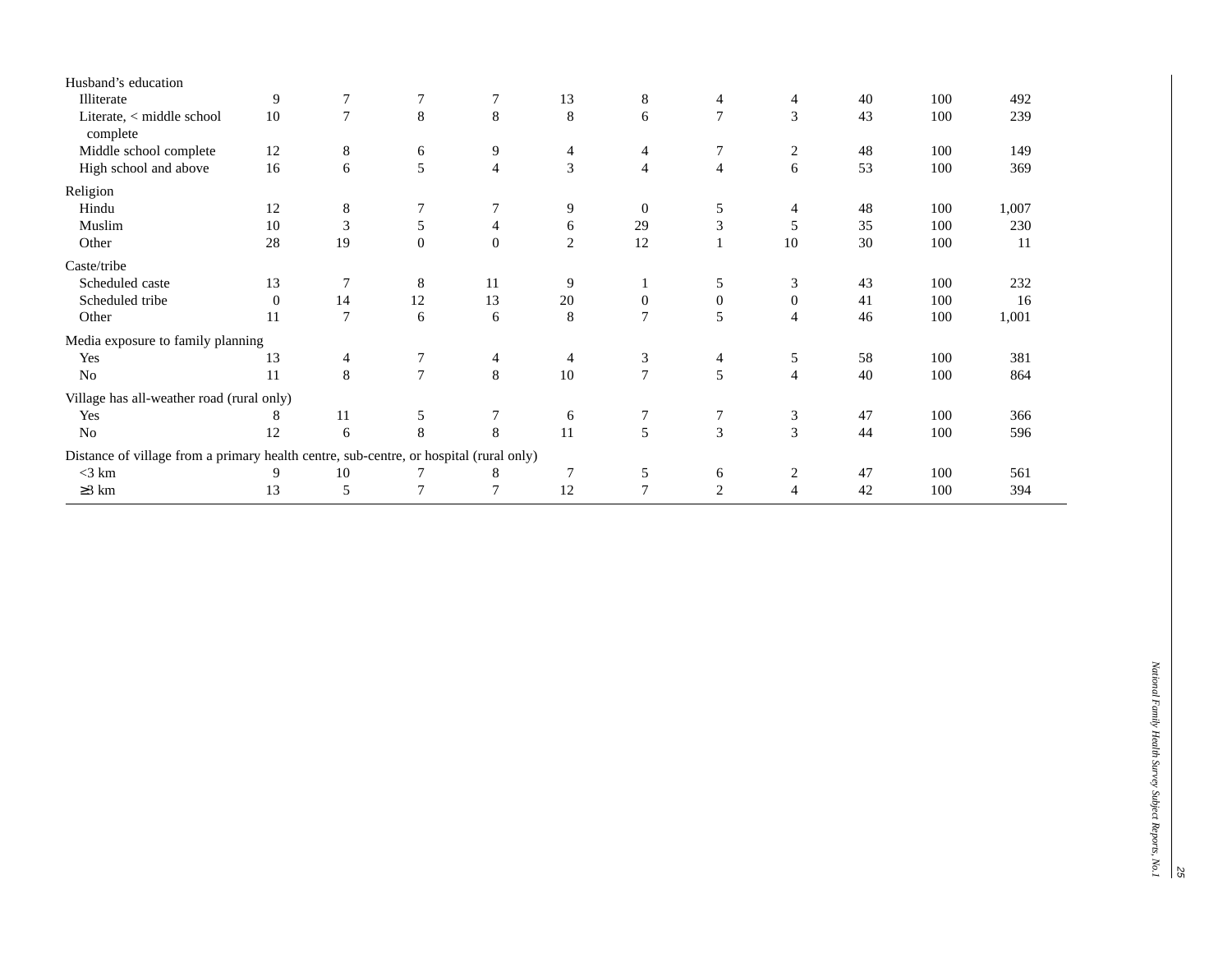| | | | | | | | | | | | |
|---|---|---|---|---|---|---|---|---|---|---|---|
| Husband's education | | | | | | | | | | | |
| Illiterate | 9 | 7 | 7 | 7 | 13 | 8 | 4 | 4 | 40 | 100 | 492 |
| Literate, < middle school complete | 10 | 7 | 8 | 8 | 8 | 6 | 7 | 3 | 43 | 100 | 239 |
| Middle school complete | 12 | 8 | 6 | 9 | 4 | 4 | 7 | 2 | 48 | 100 | 149 |
| High school and above | 16 | 6 | 5 | 4 | 3 | 4 | 4 | 6 | 53 | 100 | 369 |
| Religion | | | | | | | | | | | |
| Hindu | 12 | 8 | 7 | 7 | 9 | 0 | 5 | 4 | 48 | 100 | 1,007 |
| Muslim | 10 | 3 | 5 | 4 | 6 | 29 | 3 | 5 | 35 | 100 | 230 |
| Other | 28 | 19 | 0 | 0 | 2 | 12 | 1 | 10 | 30 | 100 | 11 |
| Caste/tribe | | | | | | | | | | | |
| Scheduled caste | 13 | 7 | 8 | 11 | 9 | 1 | 5 | 3 | 43 | 100 | 232 |
| Scheduled tribe | 0 | 14 | 12 | 13 | 20 | 0 | 0 | 0 | 41 | 100 | 16 |
| Other | 11 | 7 | 6 | 6 | 8 | 7 | 5 | 4 | 46 | 100 | 1,001 |
| Media exposure to family planning | | | | | | | | | | | |
| Yes | 13 | 4 | 7 | 4 | 4 | 3 | 4 | 5 | 58 | 100 | 381 |
| No | 11 | 8 | 7 | 8 | 10 | 7 | 5 | 4 | 40 | 100 | 864 |
| Village has all-weather road (rural only) | | | | | | | | | | | |
| Yes | 8 | 11 | 5 | 7 | 6 | 7 | 7 | 3 | 47 | 100 | 366 |
| No | 12 | 6 | 8 | 8 | 11 | 5 | 3 | 3 | 44 | 100 | 596 |
| Distance of village from a primary health centre, sub-centre, or hospital (rural only) | | | | | | | | | | | |
| <3 km | 9 | 10 | 7 | 8 | 7 | 5 | 6 | 2 | 47 | 100 | 561 |
| ≥3 km | 13 | 5 | 7 | 7 | 12 | 7 | 2 | 4 | 42 | 100 | 394 |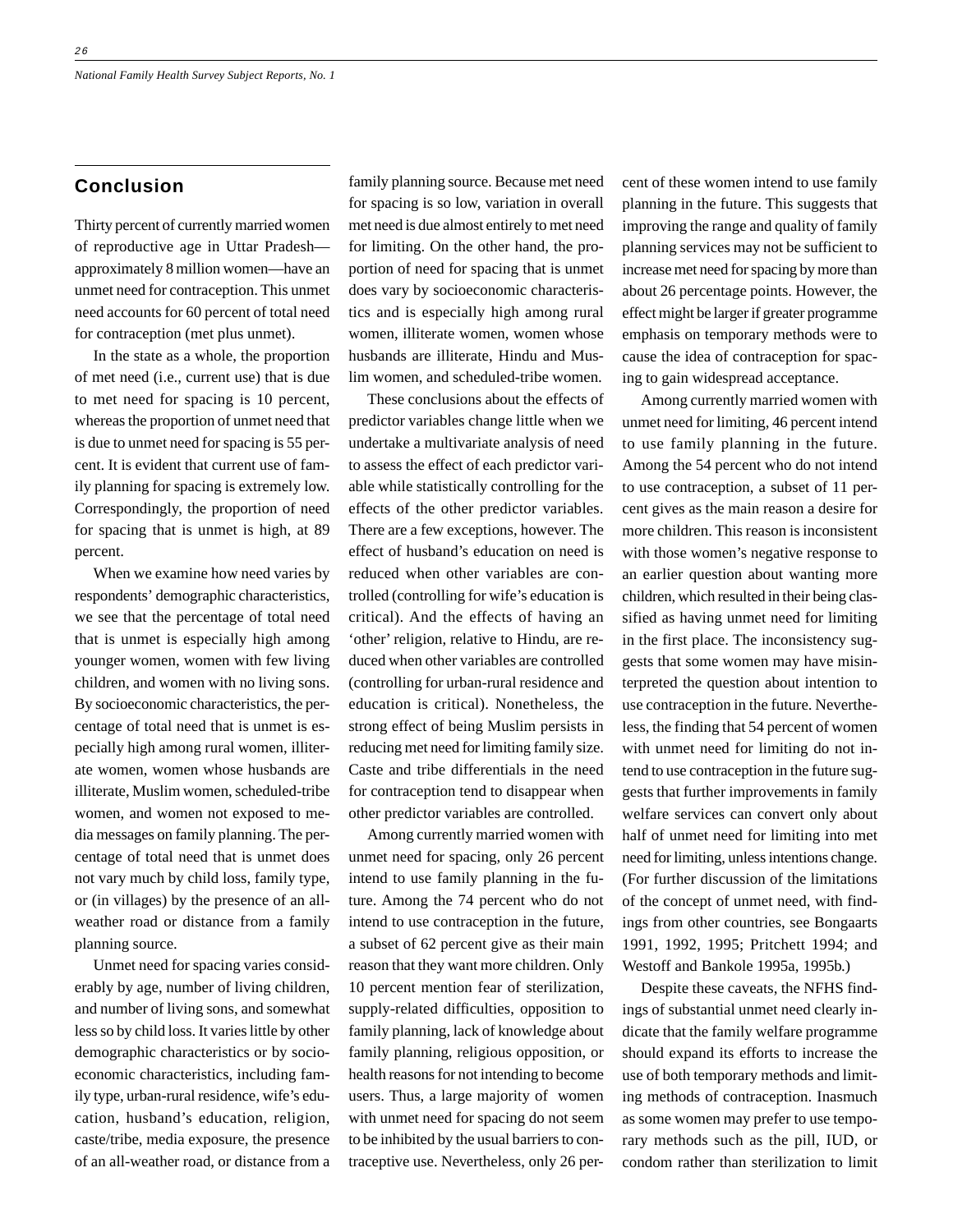## Conclusion

Thirty percent of currently married women of reproductive age in Uttar Pradesh—approximately 8 million women—have an unmet need for contraception. This unmet need accounts for 60 percent of total need for contraception (met plus unmet).

In the state as a whole, the proportion of met need (i.e., current use) that is due to met need for spacing is 10 percent, whereas the proportion of unmet need that is due to unmet need for spacing is 55 percent. It is evident that current use of family planning for spacing is extremely low. Correspondingly, the proportion of need for spacing that is unmet is high, at 89 percent.

When we examine how need varies by respondents' demographic characteristics, we see that the percentage of total need that is unmet is especially high among younger women, women with few living children, and women with no living sons. By socioeconomic characteristics, the percentage of total need that is unmet is especially high among rural women, illiterate women, women whose husbands are illiterate, Muslim women, scheduled-tribe women, and women not exposed to media messages on family planning. The percentage of total need that is unmet does not vary much by child loss, family type, or (in villages) by the presence of an all-weather road or distance from a family planning source.

Unmet need for spacing varies considerably by age, number of living children, and number of living sons, and somewhat less so by child loss. It varies little by other demographic characteristics or by socioeconomic characteristics, including family type, urban-rural residence, wife's education, husband's education, religion, caste/tribe, media exposure, the presence of an all-weather road, or distance from a family planning source. Because met need for spacing is so low, variation in overall met need is due almost entirely to met need for limiting. On the other hand, the proportion of need for spacing that is unmet does vary by socioeconomic characteristics and is especially high among rural women, illiterate women, women whose husbands are illiterate, Hindu and Muslim women, and scheduled-tribe women.

These conclusions about the effects of predictor variables change little when we undertake a multivariate analysis of need to assess the effect of each predictor variable while statistically controlling for the effects of the other predictor variables. There are a few exceptions, however. The effect of husband's education on need is reduced when other variables are controlled (controlling for wife's education is critical). And the effects of having an 'other' religion, relative to Hindu, are reduced when other variables are controlled (controlling for urban-rural residence and education is critical). Nonetheless, the strong effect of being Muslim persists in reducing met need for limiting family size. Caste and tribe differentials in the need for contraception tend to disappear when other predictor variables are controlled.

Among currently married women with unmet need for spacing, only 26 percent intend to use family planning in the future. Among the 74 percent who do not intend to use contraception in the future, a subset of 62 percent give as their main reason that they want more children. Only 10 percent mention fear of sterilization, supply-related difficulties, opposition to family planning, lack of knowledge about family planning, religious opposition, or health reasons for not intending to become users. Thus, a large majority of women with unmet need for spacing do not seem to be inhibited by the usual barriers to contraceptive use. Nevertheless, only 26 percent of these women intend to use family planning in the future. This suggests that improving the range and quality of family planning services may not be sufficient to increase met need for spacing by more than about 26 percentage points. However, the effect might be larger if greater programme emphasis on temporary methods were to cause the idea of contraception for spacing to gain widespread acceptance.

Among currently married women with unmet need for limiting, 46 percent intend to use family planning in the future. Among the 54 percent who do not intend to use contraception, a subset of 11 percent gives as the main reason a desire for more children. This reason is inconsistent with those women's negative response to an earlier question about wanting more children, which resulted in their being classified as having unmet need for limiting in the first place. The inconsistency suggests that some women may have misinterpreted the question about intention to use contraception in the future. Nevertheless, the finding that 54 percent of women with unmet need for limiting do not intend to use contraception in the future suggests that further improvements in family welfare services can convert only about half of unmet need for limiting into met need for limiting, unless intentions change. (For further discussion of the limitations of the concept of unmet need, with findings from other countries, see Bongaarts 1991, 1992, 1995; Pritchett 1994; and Westoff and Bankole 1995a, 1995b.)

Despite these caveats, the NFHS findings of substantial unmet need clearly indicate that the family welfare programme should expand its efforts to increase the use of both temporary methods and limiting methods of contraception. Inasmuch as some women may prefer to use temporary methods such as the pill, IUD, or condom rather than sterilization to limit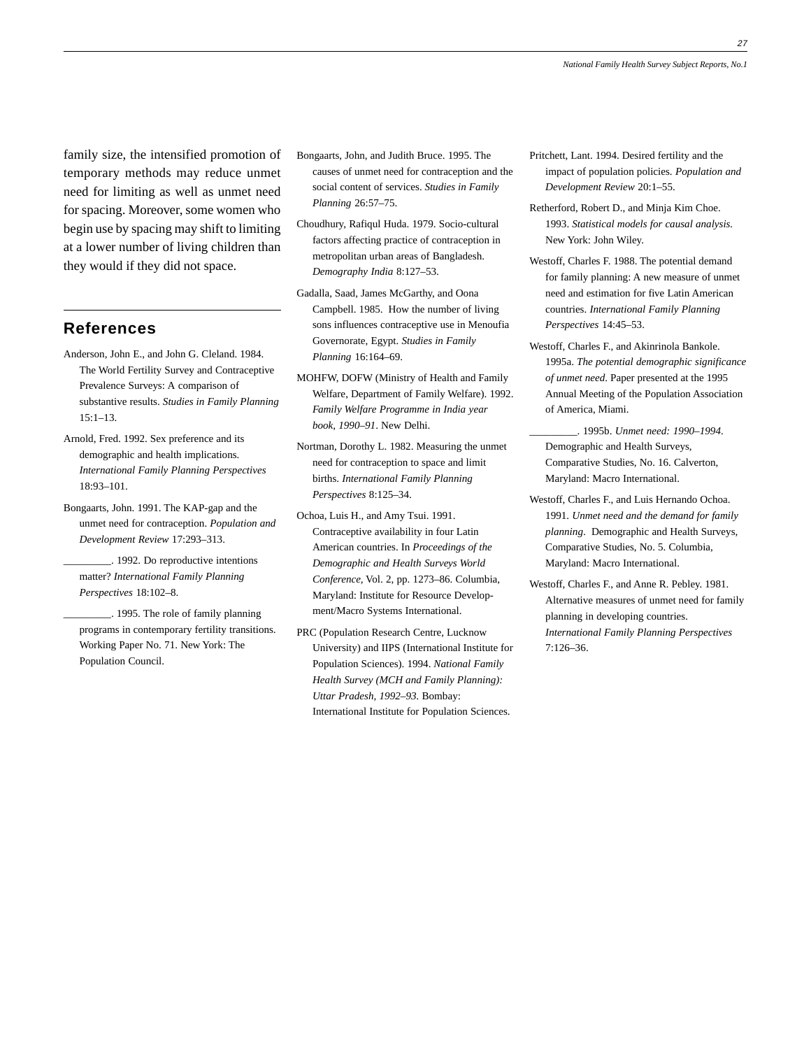family size, the intensified promotion of temporary methods may reduce unmet need for limiting as well as unmet need for spacing. Moreover, some women who begin use by spacing may shift to limiting at a lower number of living children than they would if they did not space.

## References

Anderson, John E., and John G. Cleland. 1984. The World Fertility Survey and Contraceptive Prevalence Surveys: A comparison of substantive results. *Studies in Family Planning* 15:1–13.

Arnold, Fred. 1992. Sex preference and its demographic and health implications. *International Family Planning Perspectives* 18:93–101.

Bongaarts, John. 1991. The KAP-gap and the unmet need for contraception. *Population and Development Review* 17:293–313.

_________. 1992. Do reproductive intentions matter? *International Family Planning Perspectives* 18:102–8.

_________. 1995. The role of family planning programs in contemporary fertility transitions. Working Paper No. 71. New York: The Population Council.

Bongaarts, John, and Judith Bruce. 1995. The causes of unmet need for contraception and the social content of services. *Studies in Family Planning* 26:57–75.

Choudhury, Rafiqul Huda. 1979. Socio-cultural factors affecting practice of contraception in metropolitan urban areas of Bangladesh. *Demography India* 8:127–53.

Gadalla, Saad, James McGarthy, and Oona Campbell. 1985. How the number of living sons influences contraceptive use in Menoufia Governorate, Egypt. *Studies in Family Planning* 16:164–69.

MOHFW, DOFW (Ministry of Health and Family Welfare, Department of Family Welfare). 1992. *Family Welfare Programme in India year book, 1990–91*. New Delhi.

Nortman, Dorothy L. 1982. Measuring the unmet need for contraception to space and limit births. *International Family Planning Perspectives* 8:125–34.

Ochoa, Luis H., and Amy Tsui. 1991. Contraceptive availability in four Latin American countries. In *Proceedings of the Demographic and Health Surveys World Conference*, Vol. 2, pp. 1273–86. Columbia, Maryland: Institute for Resource Development/Macro Systems International.

PRC (Population Research Centre, Lucknow University) and IIPS (International Institute for Population Sciences). 1994. *National Family Health Survey (MCH and Family Planning): Uttar Pradesh, 1992–93*. Bombay: International Institute for Population Sciences.

Pritchett, Lant. 1994. Desired fertility and the impact of population policies. *Population and Development Review* 20:1–55.

Retherford, Robert D., and Minja Kim Choe. 1993. *Statistical models for causal analysis*. New York: John Wiley.

Westoff, Charles F. 1988. The potential demand for family planning: A new measure of unmet need and estimation for five Latin American countries. *International Family Planning Perspectives* 14:45–53.

Westoff, Charles F., and Akinrinola Bankole. 1995a. *The potential demographic significance of unmet need*. Paper presented at the 1995 Annual Meeting of the Population Association of America, Miami.

_________. 1995b. *Unmet need: 1990–1994*. Demographic and Health Surveys, Comparative Studies, No. 16. Calverton, Maryland: Macro International.

Westoff, Charles F., and Luis Hernando Ochoa. 1991. *Unmet need and the demand for family planning*. Demographic and Health Surveys, Comparative Studies, No. 5. Columbia, Maryland: Macro International.

Westoff, Charles F., and Anne R. Pebley. 1981. Alternative measures of unmet need for family planning in developing countries. *International Family Planning Perspectives* 7:126–36.